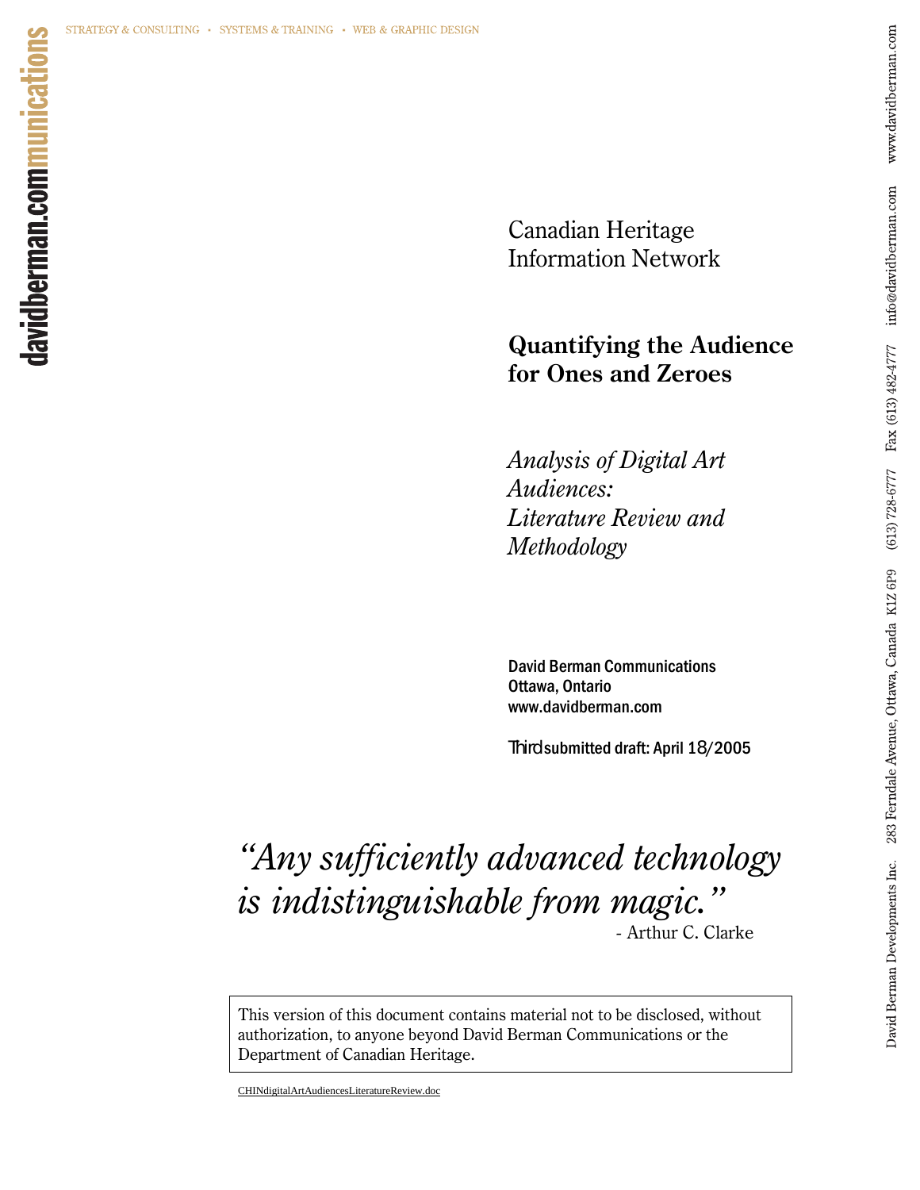davidberman.communications

STRATEGY & CONSULTING • SYSTEMS & TRAINING • WEB & GRAPHIC DESIGN

Canadian Heritage
Information Network

# Quantifying the Audience for Ones and Zeroes

*Analysis of Digital Art Audiences: Literature Review and Methodology*

David Berman Communications
Ottawa, Ontario
www.davidberman.com

Third submitted draft: April 18/2005

*"Any sufficiently advanced technology is indistinguishable from magic."*
- Arthur C. Clarke

This version of this document contains material not to be disclosed, without authorization, to anyone beyond David Berman Communications or the Department of Canadian Heritage.

CHINdigitalArtAudiencesLiteratureReview.doc

David Berman Developments Inc. 283 Ferndale Avenue, Ottawa, Canada K1Z 6P9 (613) 728-6777 Fax (613) 482-4777 info@davidberman.com www.davidberman.com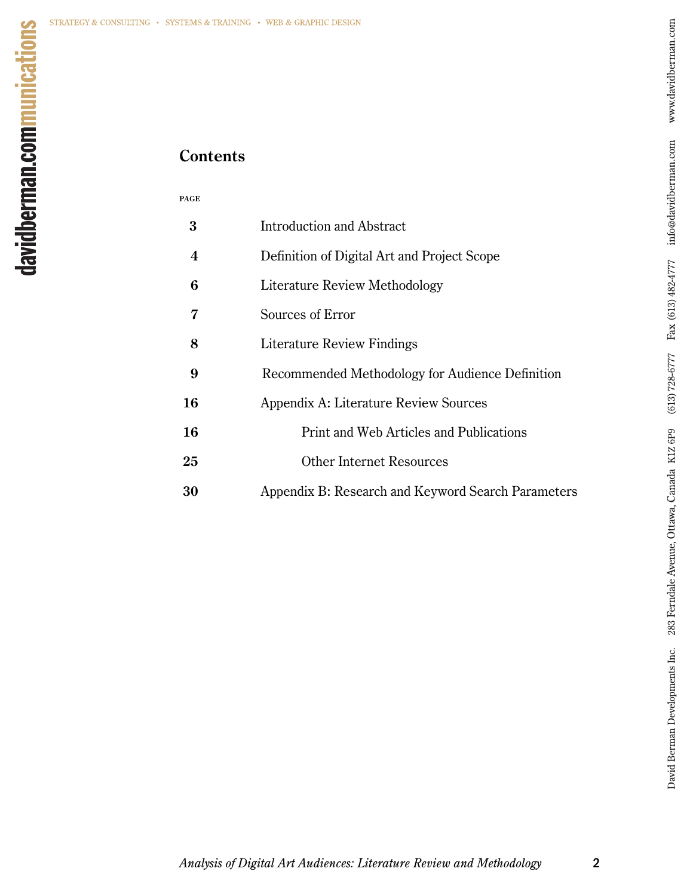## Contents

| PAGE | |
|---|---|
| **3** | Introduction and Abstract |
| **4** | Definition of Digital Art and Project Scope |
| **6** | Literature Review Methodology |
| **7** | Sources of Error |
| **8** | Literature Review Findings |
| **9** | Recommended Methodology for Audience Definition |
| **16** | Appendix A: Literature Review Sources |
| **16** | Print and Web Articles and Publications |
| **25** | Other Internet Resources |
| **30** | Appendix B: Research and Keyword Search Parameters |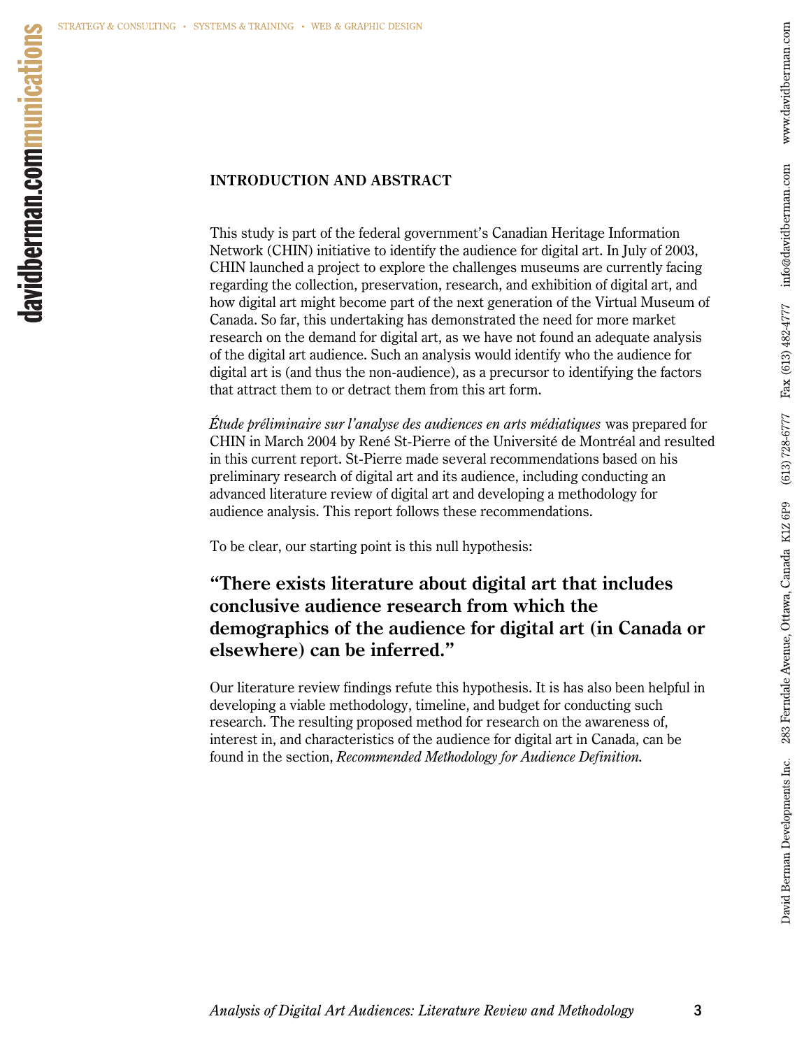## INTRODUCTION AND ABSTRACT

This study is part of the federal government's Canadian Heritage Information Network (CHIN) initiative to identify the audience for digital art. In July of 2003, CHIN launched a project to explore the challenges museums are currently facing regarding the collection, preservation, research, and exhibition of digital art, and how digital art might become part of the next generation of the Virtual Museum of Canada. So far, this undertaking has demonstrated the need for more market research on the demand for digital art, as we have not found an adequate analysis of the digital art audience. Such an analysis would identify who the audience for digital art is (and thus the non-audience), as a precursor to identifying the factors that attract them to or detract them from this art form.

*Étude préliminaire sur l'analyse des audiences en arts médiatiques* was prepared for CHIN in March 2004 by René St-Pierre of the Université de Montréal and resulted in this current report. St-Pierre made several recommendations based on his preliminary research of digital art and its audience, including conducting an advanced literature review of digital art and developing a methodology for audience analysis. This report follows these recommendations.

To be clear, our starting point is this null hypothesis:

**"There exists literature about digital art that includes conclusive audience research from which the demographics of the audience for digital art (in Canada or elsewhere) can be inferred."**

Our literature review findings refute this hypothesis. It is has also been helpful in developing a viable methodology, timeline, and budget for conducting such research. The resulting proposed method for research on the awareness of, interest in, and characteristics of the audience for digital art in Canada, can be found in the section, *Recommended Methodology for Audience Definition.*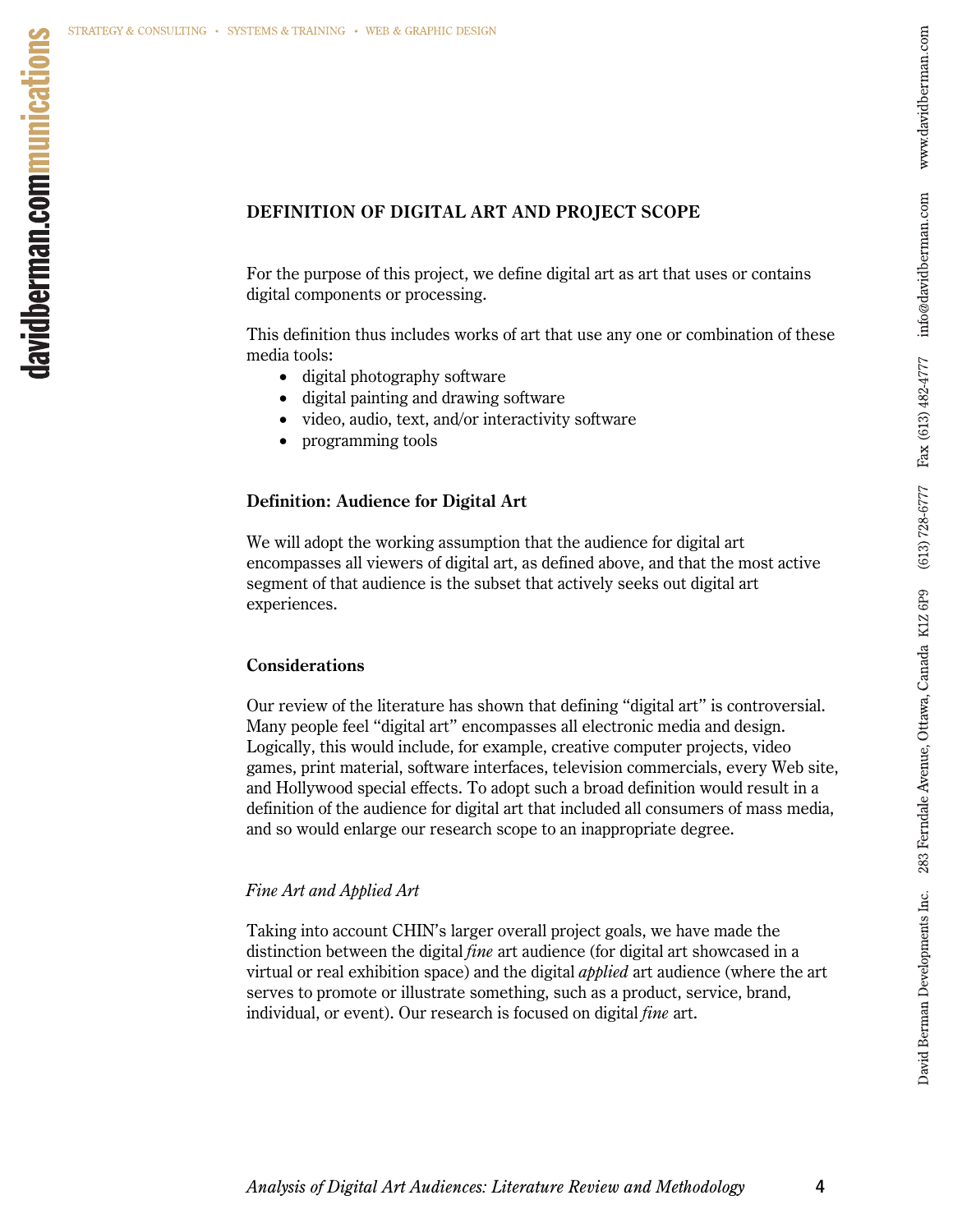## DEFINITION OF DIGITAL ART AND PROJECT SCOPE

For the purpose of this project, we define digital art as art that uses or contains digital components or processing.

This definition thus includes works of art that use any one or combination of these media tools:

- digital photography software
- digital painting and drawing software
- video, audio, text, and/or interactivity software
- programming tools

### Definition: Audience for Digital Art

We will adopt the working assumption that the audience for digital art encompasses all viewers of digital art, as defined above, and that the most active segment of that audience is the subset that actively seeks out digital art experiences.

### Considerations

Our review of the literature has shown that defining “digital art” is controversial. Many people feel “digital art” encompasses all electronic media and design. Logically, this would include, for example, creative computer projects, video games, print material, software interfaces, television commercials, every Web site, and Hollywood special effects. To adopt such a broad definition would result in a definition of the audience for digital art that included all consumers of mass media, and so would enlarge our research scope to an inappropriate degree.

*Fine Art and Applied Art*

Taking into account CHIN’s larger overall project goals, we have made the distinction between the digital *fine* art audience (for digital art showcased in a virtual or real exhibition space) and the digital *applied* art audience (where the art serves to promote or illustrate something, such as a product, service, brand, individual, or event). Our research is focused on digital *fine* art.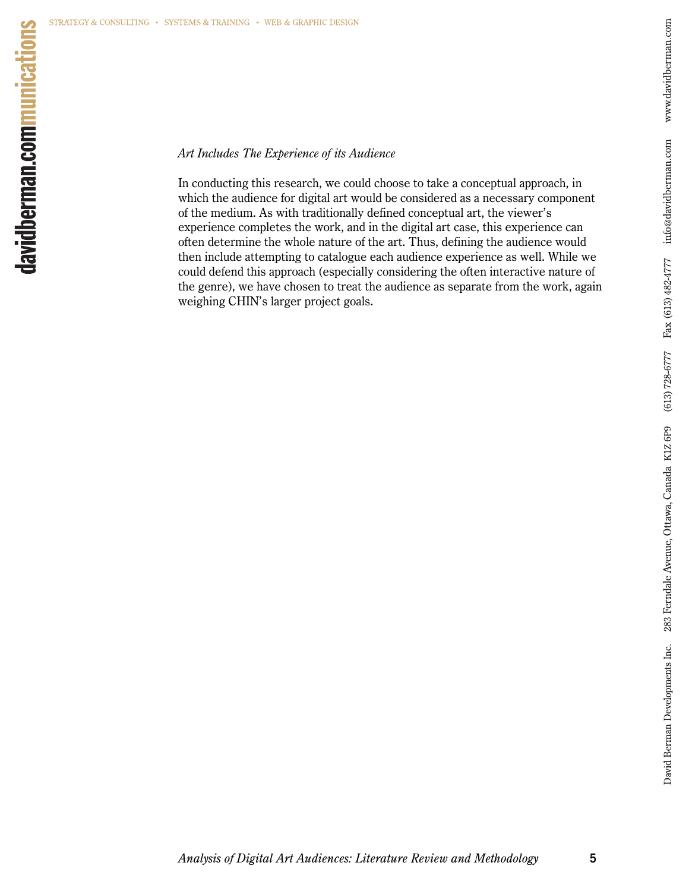*Art Includes The Experience of its Audience*

In conducting this research, we could choose to take a conceptual approach, in which the audience for digital art would be considered as a necessary component of the medium. As with traditionally defined conceptual art, the viewer's experience completes the work, and in the digital art case, this experience can often determine the whole nature of the art. Thus, defining the audience would then include attempting to catalogue each audience experience as well. While we could defend this approach (especially considering the often interactive nature of the genre), we have chosen to treat the audience as separate from the work, again weighing CHIN's larger project goals.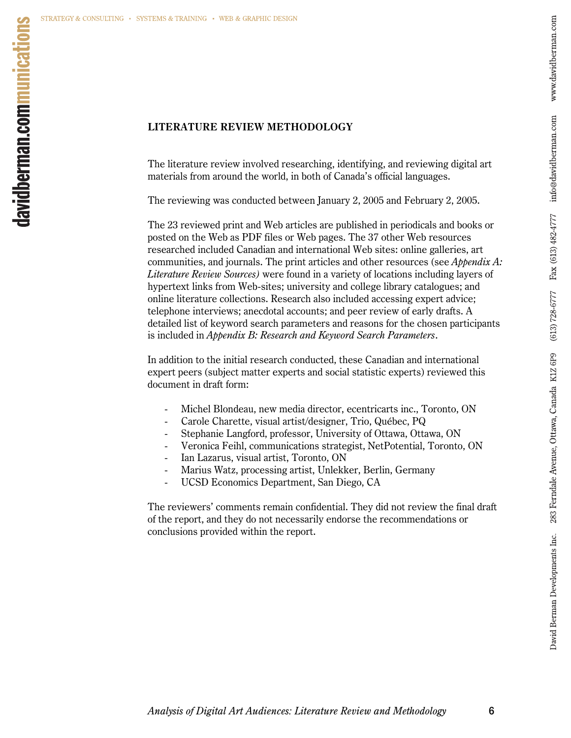## LITERATURE REVIEW METHODOLOGY

The literature review involved researching, identifying, and reviewing digital art materials from around the world, in both of Canada's official languages.

The reviewing was conducted between January 2, 2005 and February 2, 2005.

The 23 reviewed print and Web articles are published in periodicals and books or posted on the Web as PDF files or Web pages. The 37 other Web resources researched included Canadian and international Web sites: online galleries, art communities, and journals. The print articles and other resources (see *Appendix A: Literature Review Sources)* were found in a variety of locations including layers of hypertext links from Web-sites; university and college library catalogues; and online literature collections. Research also included accessing expert advice; telephone interviews; anecdotal accounts; and peer review of early drafts. A detailed list of keyword search parameters and reasons for the chosen participants is included in *Appendix B: Research and Keyword Search Parameters*.

In addition to the initial research conducted, these Canadian and international expert peers (subject matter experts and social statistic experts) reviewed this document in draft form:

- Michel Blondeau, new media director, ecentricarts inc., Toronto, ON
- Carole Charette, visual artist/designer, Trio, Québec, PQ
- Stephanie Langford, professor, University of Ottawa, Ottawa, ON
- Veronica Feihl, communications strategist, NetPotential, Toronto, ON
- Ian Lazarus, visual artist, Toronto, ON
- Marius Watz, processing artist, Unlekker, Berlin, Germany
- UCSD Economics Department, San Diego, CA

The reviewers' comments remain confidential. They did not review the final draft of the report, and they do not necessarily endorse the recommendations or conclusions provided within the report.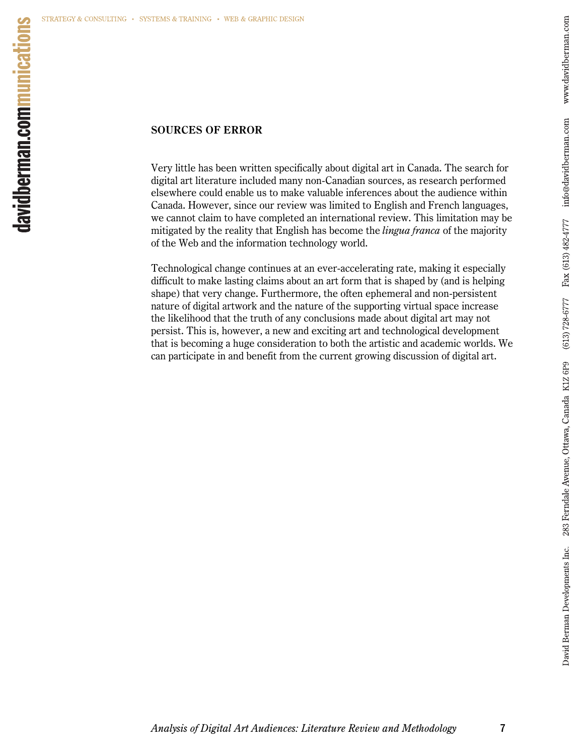## SOURCES OF ERROR

Very little has been written specifically about digital art in Canada. The search for digital art literature included many non-Canadian sources, as research performed elsewhere could enable us to make valuable inferences about the audience within Canada. However, since our review was limited to English and French languages, we cannot claim to have completed an international review. This limitation may be mitigated by the reality that English has become the *lingua franca* of the majority of the Web and the information technology world.

Technological change continues at an ever-accelerating rate, making it especially difficult to make lasting claims about an art form that is shaped by (and is helping shape) that very change. Furthermore, the often ephemeral and non-persistent nature of digital artwork and the nature of the supporting virtual space increase the likelihood that the truth of any conclusions made about digital art may not persist. This is, however, a new and exciting art and technological development that is becoming a huge consideration to both the artistic and academic worlds. We can participate in and benefit from the current growing discussion of digital art.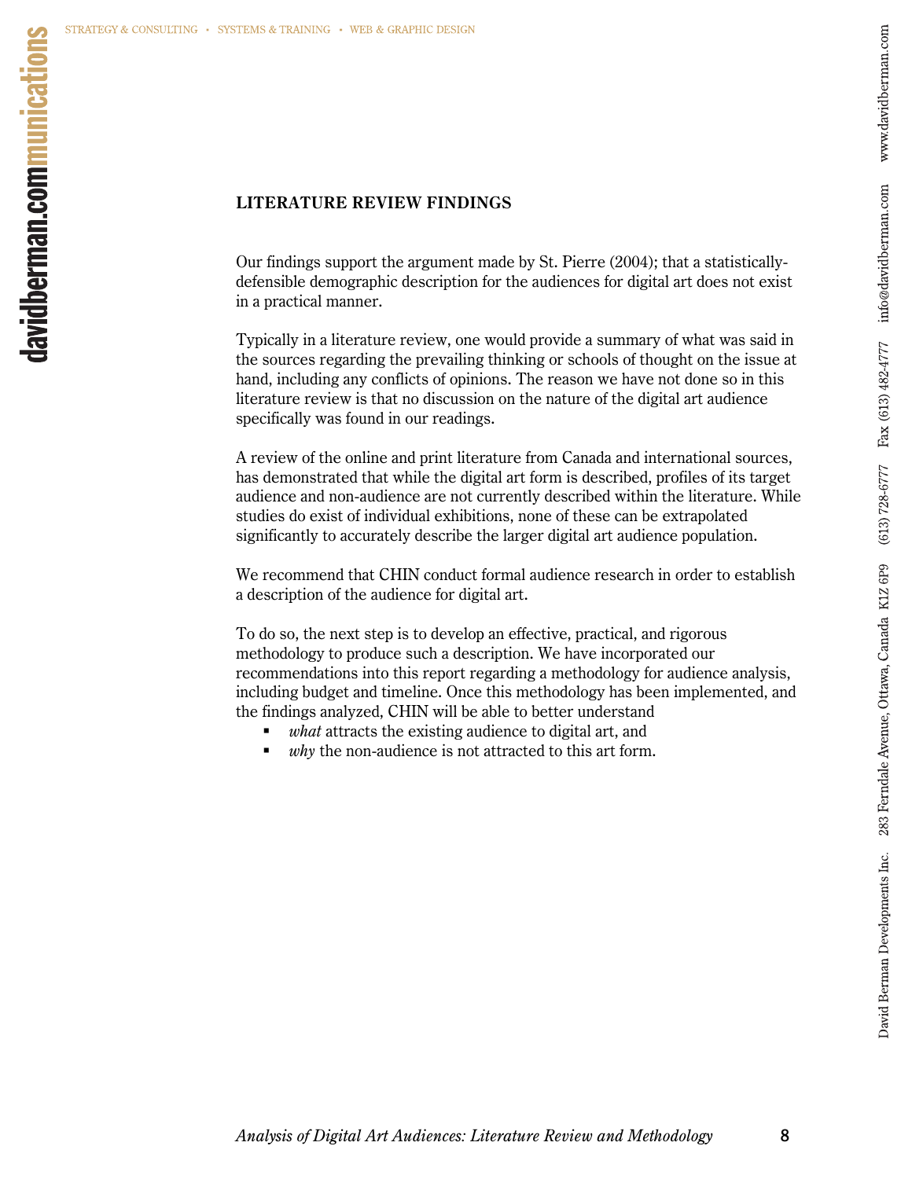## LITERATURE REVIEW FINDINGS

Our findings support the argument made by St. Pierre (2004); that a statistically-defensible demographic description for the audiences for digital art does not exist in a practical manner.

Typically in a literature review, one would provide a summary of what was said in the sources regarding the prevailing thinking or schools of thought on the issue at hand, including any conflicts of opinions. The reason we have not done so in this literature review is that no discussion on the nature of the digital art audience specifically was found in our readings.

A review of the online and print literature from Canada and international sources, has demonstrated that while the digital art form is described, profiles of its target audience and non-audience are not currently described within the literature. While studies do exist of individual exhibitions, none of these can be extrapolated significantly to accurately describe the larger digital art audience population.

We recommend that CHIN conduct formal audience research in order to establish a description of the audience for digital art.

To do so, the next step is to develop an effective, practical, and rigorous methodology to produce such a description. We have incorporated our recommendations into this report regarding a methodology for audience analysis, including budget and timeline. Once this methodology has been implemented, and the findings analyzed, CHIN will be able to better understand

- *what* attracts the existing audience to digital art, and
- *why* the non-audience is not attracted to this art form.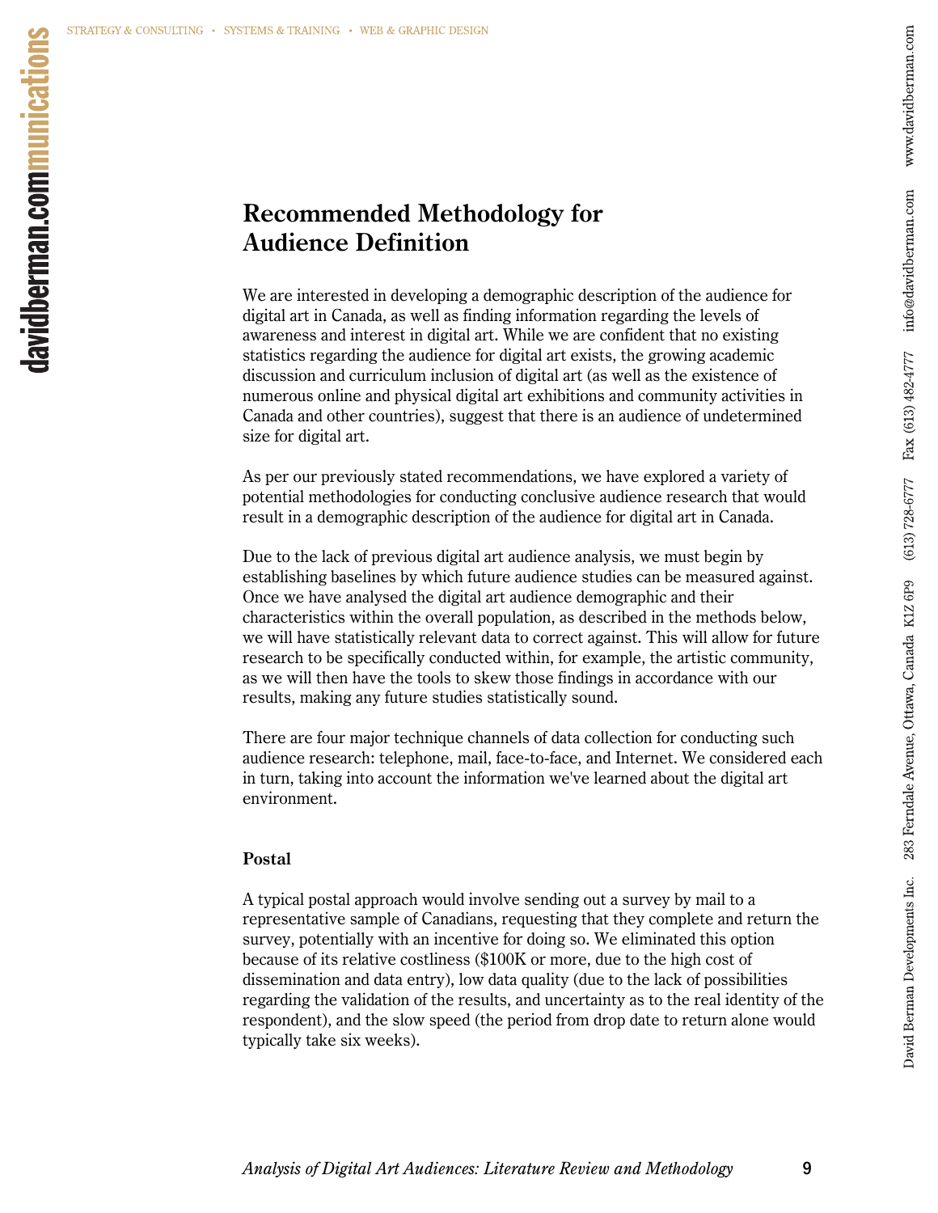# Recommended Methodology for Audience Definition

We are interested in developing a demographic description of the audience for digital art in Canada, as well as finding information regarding the levels of awareness and interest in digital art. While we are confident that no existing statistics regarding the audience for digital art exists, the growing academic discussion and curriculum inclusion of digital art (as well as the existence of numerous online and physical digital art exhibitions and community activities in Canada and other countries), suggest that there is an audience of undetermined size for digital art.

As per our previously stated recommendations, we have explored a variety of potential methodologies for conducting conclusive audience research that would result in a demographic description of the audience for digital art in Canada.

Due to the lack of previous digital art audience analysis, we must begin by establishing baselines by which future audience studies can be measured against. Once we have analysed the digital art audience demographic and their characteristics within the overall population, as described in the methods below, we will have statistically relevant data to correct against. This will allow for future research to be specifically conducted within, for example, the artistic community, as we will then have the tools to skew those findings in accordance with our results, making any future studies statistically sound.

There are four major technique channels of data collection for conducting such audience research: telephone, mail, face-to-face, and Internet. We considered each in turn, taking into account the information we've learned about the digital art environment.

### Postal

A typical postal approach would involve sending out a survey by mail to a representative sample of Canadians, requesting that they complete and return the survey, potentially with an incentive for doing so. We eliminated this option because of its relative costliness ($100K or more, due to the high cost of dissemination and data entry), low data quality (due to the lack of possibilities regarding the validation of the results, and uncertainty as to the real identity of the respondent), and the slow speed (the period from drop date to return alone would typically take six weeks).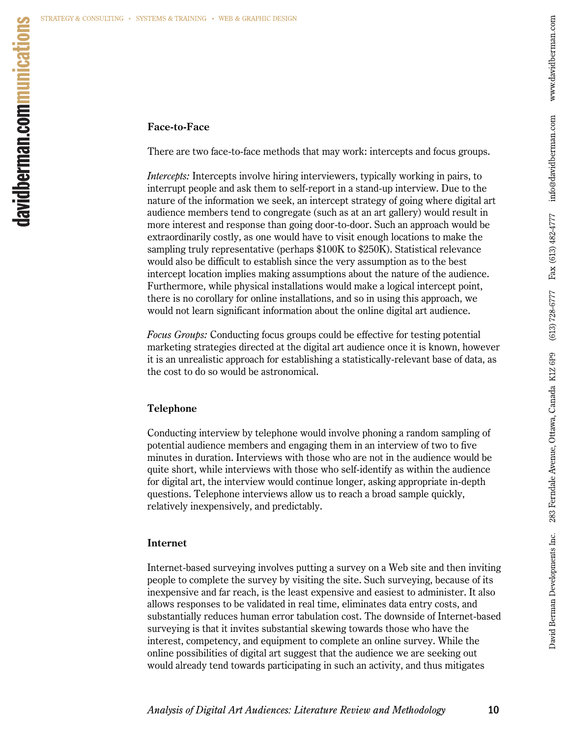### Face-to-Face

There are two face-to-face methods that may work: intercepts and focus groups.

*Intercepts:* Intercepts involve hiring interviewers, typically working in pairs, to interrupt people and ask them to self-report in a stand-up interview. Due to the nature of the information we seek, an intercept strategy of going where digital art audience members tend to congregate (such as at an art gallery) would result in more interest and response than going door-to-door. Such an approach would be extraordinarily costly, as one would have to visit enough locations to make the sampling truly representative (perhaps $100K to $250K). Statistical relevance would also be difficult to establish since the very assumption as to the best intercept location implies making assumptions about the nature of the audience. Furthermore, while physical installations would make a logical intercept point, there is no corollary for online installations, and so in using this approach, we would not learn significant information about the online digital art audience.

*Focus Groups:* Conducting focus groups could be effective for testing potential marketing strategies directed at the digital art audience once it is known, however it is an unrealistic approach for establishing a statistically-relevant base of data, as the cost to do so would be astronomical.

### Telephone

Conducting interview by telephone would involve phoning a random sampling of potential audience members and engaging them in an interview of two to five minutes in duration. Interviews with those who are not in the audience would be quite short, while interviews with those who self-identify as within the audience for digital art, the interview would continue longer, asking appropriate in-depth questions. Telephone interviews allow us to reach a broad sample quickly, relatively inexpensively, and predictably.

### Internet

Internet-based surveying involves putting a survey on a Web site and then inviting people to complete the survey by visiting the site. Such surveying, because of its inexpensive and far reach, is the least expensive and easiest to administer. It also allows responses to be validated in real time, eliminates data entry costs, and substantially reduces human error tabulation cost. The downside of Internet-based surveying is that it invites substantial skewing towards those who have the interest, competency, and equipment to complete an online survey. While the online possibilities of digital art suggest that the audience we are seeking out would already tend towards participating in such an activity, and thus mitigates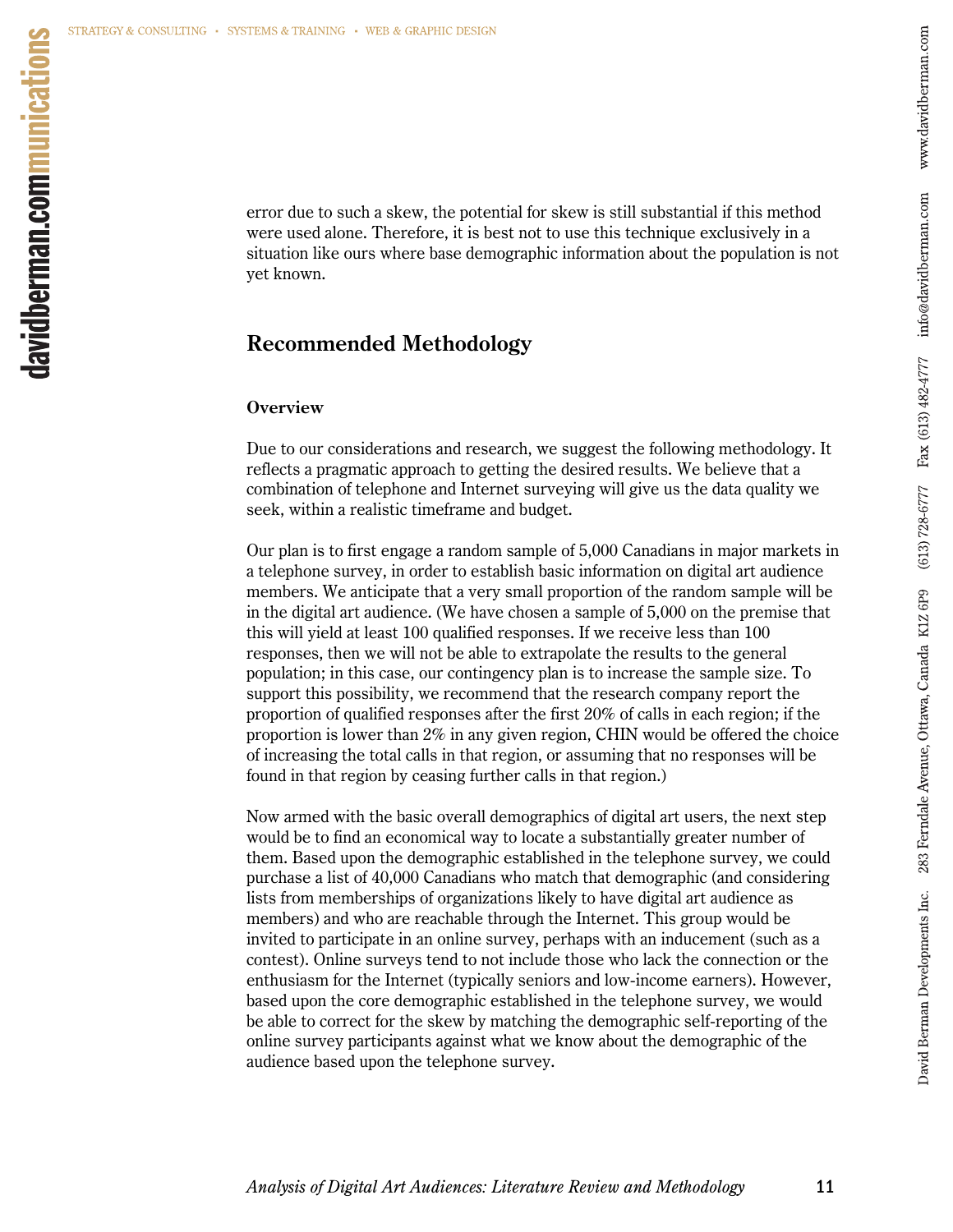error due to such a skew, the potential for skew is still substantial if this method were used alone. Therefore, it is best not to use this technique exclusively in a situation like ours where base demographic information about the population is not yet known.

## Recommended Methodology

### Overview

Due to our considerations and research, we suggest the following methodology. It reflects a pragmatic approach to getting the desired results. We believe that a combination of telephone and Internet surveying will give us the data quality we seek, within a realistic timeframe and budget.

Our plan is to first engage a random sample of 5,000 Canadians in major markets in a telephone survey, in order to establish basic information on digital art audience members. We anticipate that a very small proportion of the random sample will be in the digital art audience. (We have chosen a sample of 5,000 on the premise that this will yield at least 100 qualified responses. If we receive less than 100 responses, then we will not be able to extrapolate the results to the general population; in this case, our contingency plan is to increase the sample size. To support this possibility, we recommend that the research company report the proportion of qualified responses after the first 20% of calls in each region; if the proportion is lower than 2% in any given region, CHIN would be offered the choice of increasing the total calls in that region, or assuming that no responses will be found in that region by ceasing further calls in that region.)

Now armed with the basic overall demographics of digital art users, the next step would be to find an economical way to locate a substantially greater number of them. Based upon the demographic established in the telephone survey, we could purchase a list of 40,000 Canadians who match that demographic (and considering lists from memberships of organizations likely to have digital art audience as members) and who are reachable through the Internet. This group would be invited to participate in an online survey, perhaps with an inducement (such as a contest). Online surveys tend to not include those who lack the connection or the enthusiasm for the Internet (typically seniors and low-income earners). However, based upon the core demographic established in the telephone survey, we would be able to correct for the skew by matching the demographic self-reporting of the online survey participants against what we know about the demographic of the audience based upon the telephone survey.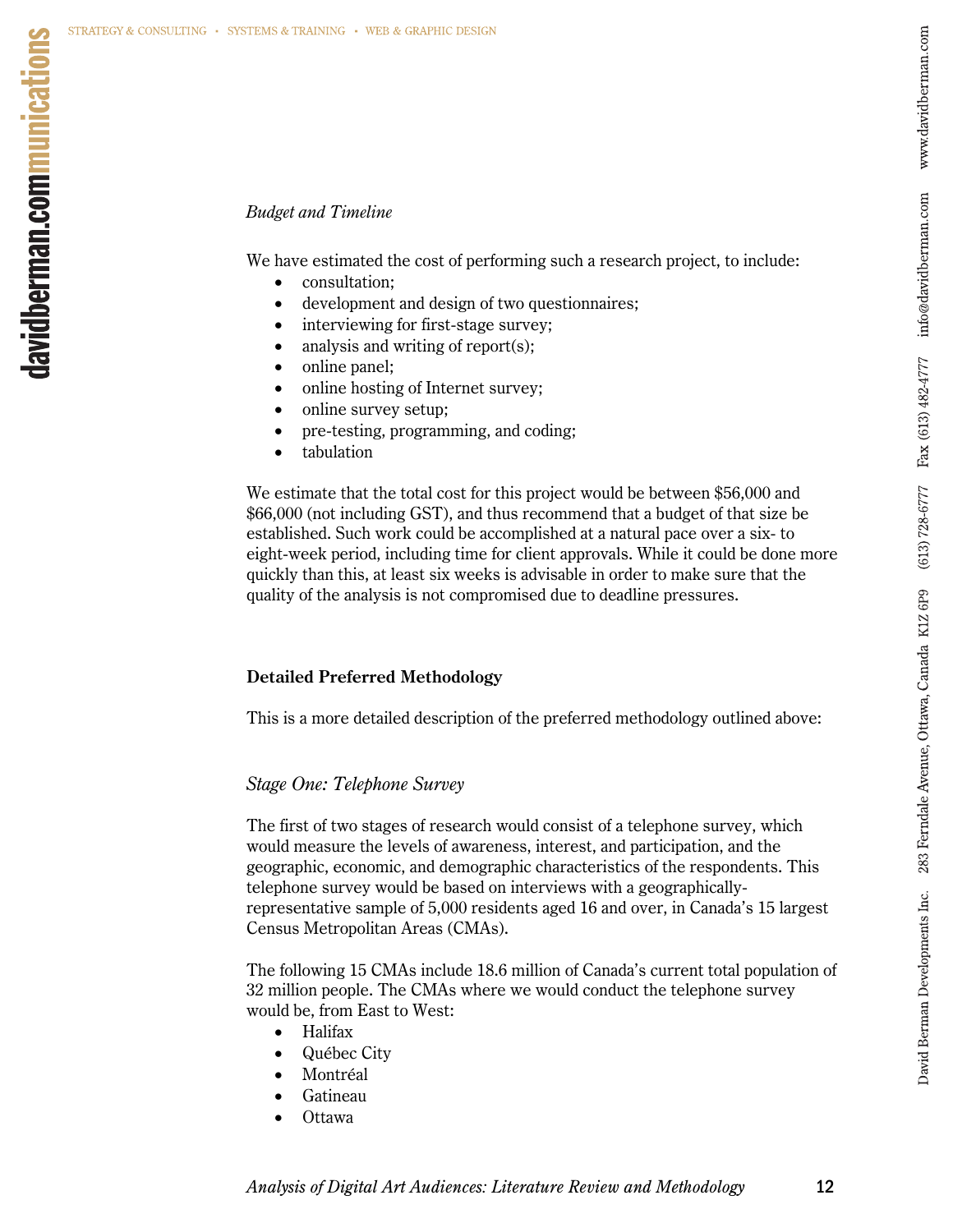*Budget and Timeline*

We have estimated the cost of performing such a research project, to include:

- consultation;
- development and design of two questionnaires;
- interviewing for first-stage survey;
- analysis and writing of report(s);
- online panel;
- online hosting of Internet survey;
- online survey setup;
- pre-testing, programming, and coding;
- tabulation

We estimate that the total cost for this project would be between $56,000 and $66,000 (not including GST), and thus recommend that a budget of that size be established. Such work could be accomplished at a natural pace over a six- to eight-week period, including time for client approvals. While it could be done more quickly than this, at least six weeks is advisable in order to make sure that the quality of the analysis is not compromised due to deadline pressures.

## Detailed Preferred Methodology

This is a more detailed description of the preferred methodology outlined above:

*Stage One: Telephone Survey*

The first of two stages of research would consist of a telephone survey, which would measure the levels of awareness, interest, and participation, and the geographic, economic, and demographic characteristics of the respondents. This telephone survey would be based on interviews with a geographically-representative sample of 5,000 residents aged 16 and over, in Canada's 15 largest Census Metropolitan Areas (CMAs).

The following 15 CMAs include 18.6 million of Canada's current total population of 32 million people. The CMAs where we would conduct the telephone survey would be, from East to West:

- Halifax
- Québec City
- Montréal
- Gatineau
- Ottawa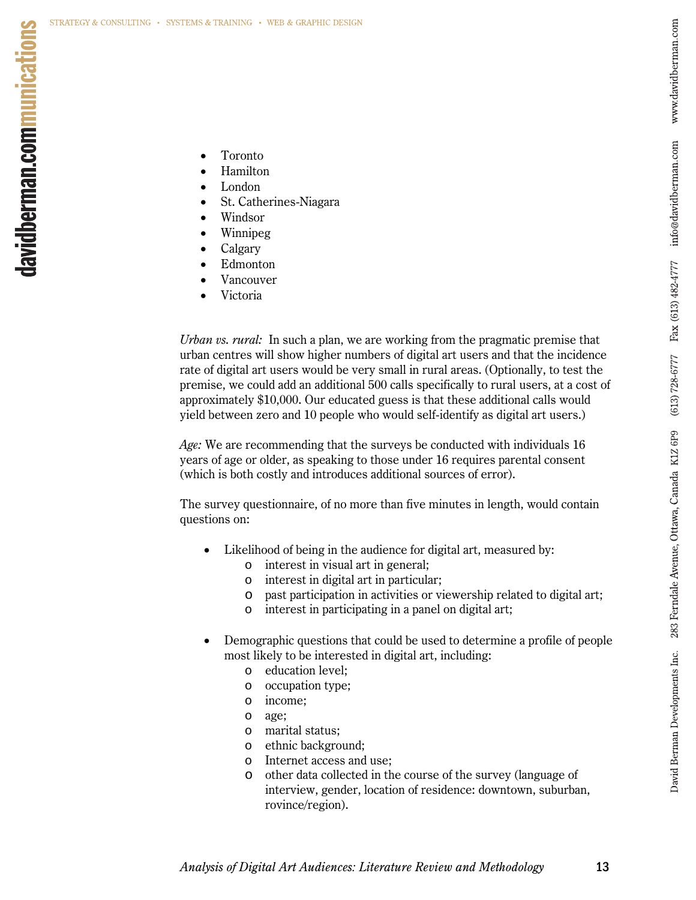- Toronto
- Hamilton
- London
- St. Catherines-Niagara
- Windsor
- Winnipeg
- Calgary
- Edmonton
- Vancouver
- Victoria

*Urban vs. rural:* In such a plan, we are working from the pragmatic premise that urban centres will show higher numbers of digital art users and that the incidence rate of digital art users would be very small in rural areas. (Optionally, to test the premise, we could add an additional 500 calls specifically to rural users, at a cost of approximately $10,000. Our educated guess is that these additional calls would yield between zero and 10 people who would self-identify as digital art users.)

*Age:* We are recommending that the surveys be conducted with individuals 16 years of age or older, as speaking to those under 16 requires parental consent (which is both costly and introduces additional sources of error).

The survey questionnaire, of no more than five minutes in length, would contain questions on:

- Likelihood of being in the audience for digital art, measured by:
  - interest in visual art in general;
  - interest in digital art in particular;
  - past participation in activities or viewership related to digital art;
  - interest in participating in a panel on digital art;

- Demographic questions that could be used to determine a profile of people most likely to be interested in digital art, including:
  - education level;
  - occupation type;
  - income;
  - age;
  - marital status;
  - ethnic background;
  - Internet access and use;
  - other data collected in the course of the survey (language of interview, gender, location of residence: downtown, suburban, rovince/region).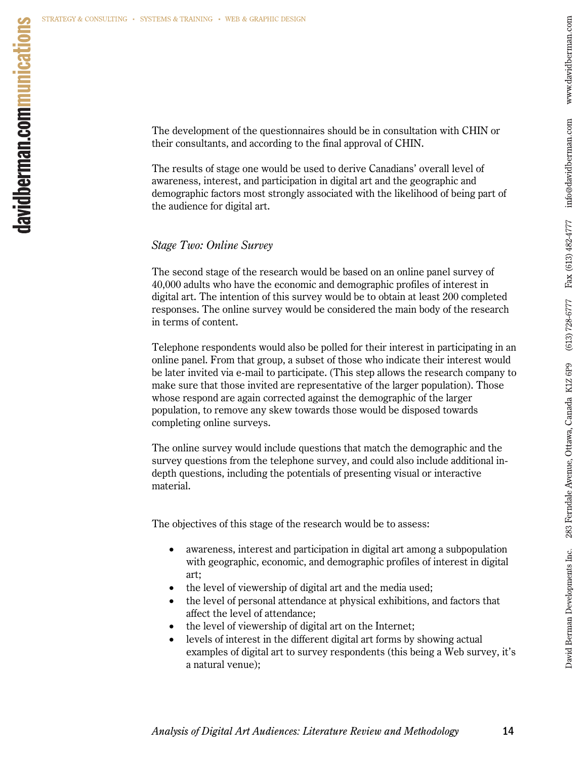The development of the questionnaires should be in consultation with CHIN or their consultants, and according to the final approval of CHIN.

The results of stage one would be used to derive Canadians' overall level of awareness, interest, and participation in digital art and the geographic and demographic factors most strongly associated with the likelihood of being part of the audience for digital art.

### *Stage Two: Online Survey*

The second stage of the research would be based on an online panel survey of 40,000 adults who have the economic and demographic profiles of interest in digital art. The intention of this survey would be to obtain at least 200 completed responses. The online survey would be considered the main body of the research in terms of content.

Telephone respondents would also be polled for their interest in participating in an online panel. From that group, a subset of those who indicate their interest would be later invited via e-mail to participate. (This step allows the research company to make sure that those invited are representative of the larger population). Those whose respond are again corrected against the demographic of the larger population, to remove any skew towards those would be disposed towards completing online surveys.

The online survey would include questions that match the demographic and the survey questions from the telephone survey, and could also include additional in-depth questions, including the potentials of presenting visual or interactive material.

The objectives of this stage of the research would be to assess:

- awareness, interest and participation in digital art among a subpopulation with geographic, economic, and demographic profiles of interest in digital art;
- the level of viewership of digital art and the media used;
- the level of personal attendance at physical exhibitions, and factors that affect the level of attendance;
- the level of viewership of digital art on the Internet;
- levels of interest in the different digital art forms by showing actual examples of digital art to survey respondents (this being a Web survey, it's a natural venue);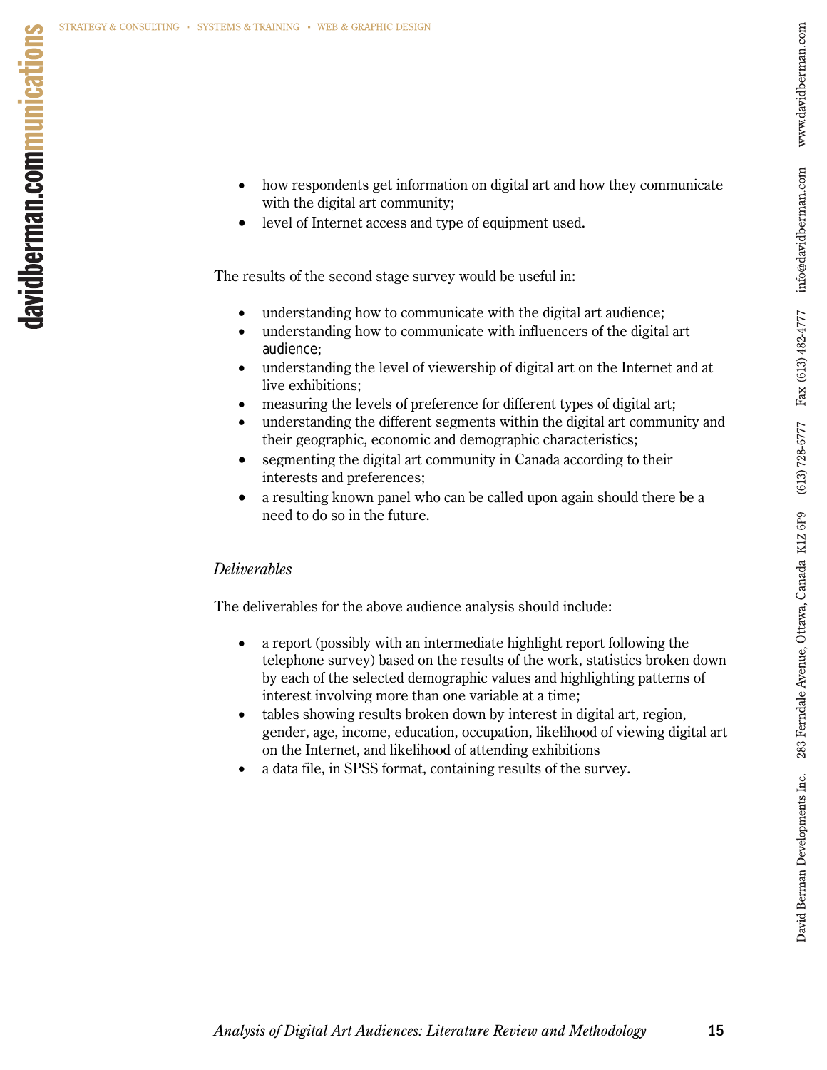- how respondents get information on digital art and how they communicate with the digital art community;
- level of Internet access and type of equipment used.

The results of the second stage survey would be useful in:

- understanding how to communicate with the digital art audience;
- understanding how to communicate with influencers of the digital art audience;
- understanding the level of viewership of digital art on the Internet and at live exhibitions;
- measuring the levels of preference for different types of digital art;
- understanding the different segments within the digital art community and their geographic, economic and demographic characteristics;
- segmenting the digital art community in Canada according to their interests and preferences;
- a resulting known panel who can be called upon again should there be a need to do so in the future.

*Deliverables*

The deliverables for the above audience analysis should include:

- a report (possibly with an intermediate highlight report following the telephone survey) based on the results of the work, statistics broken down by each of the selected demographic values and highlighting patterns of interest involving more than one variable at a time;
- tables showing results broken down by interest in digital art, region, gender, age, income, education, occupation, likelihood of viewing digital art on the Internet, and likelihood of attending exhibitions
- a data file, in SPSS format, containing results of the survey.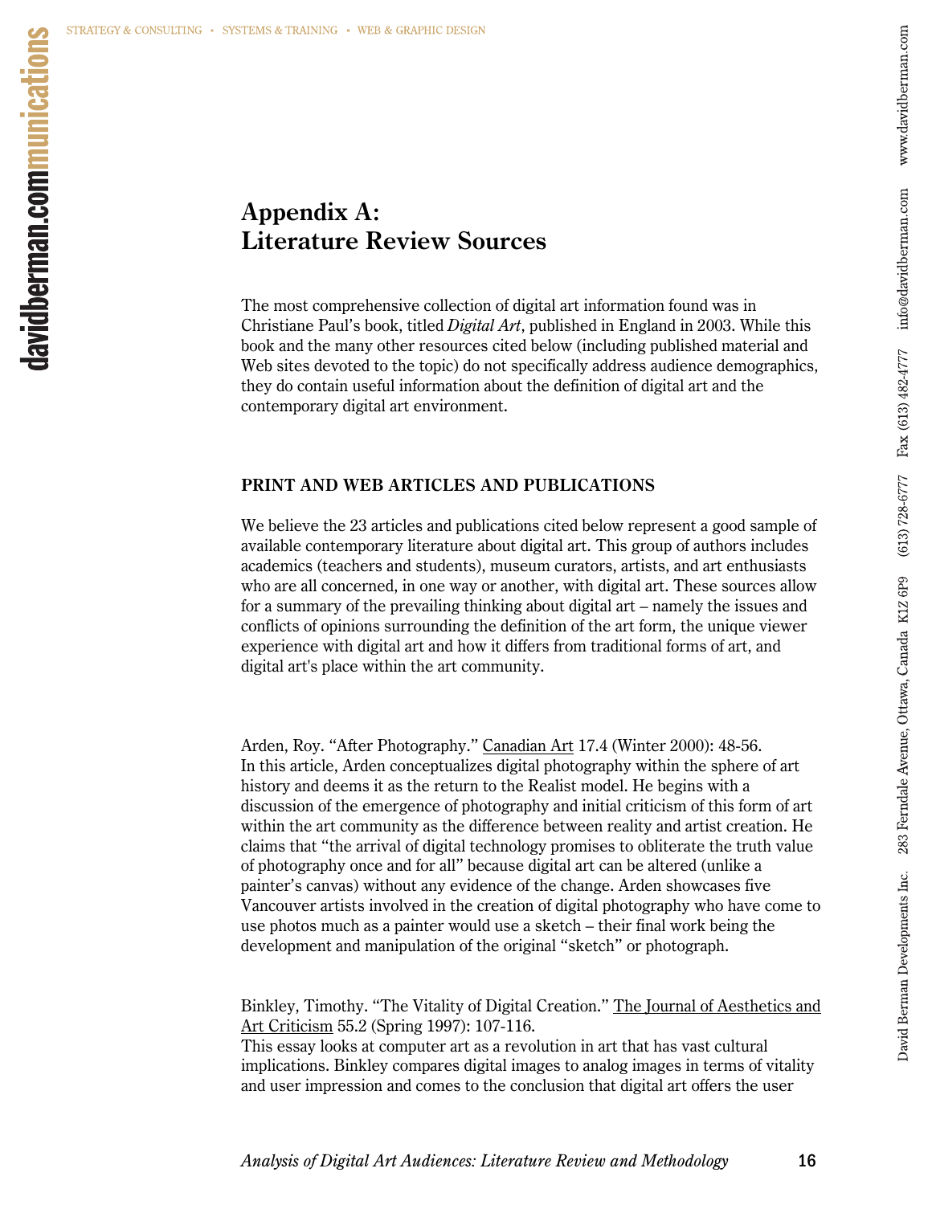# Appendix A: Literature Review Sources

The most comprehensive collection of digital art information found was in Christiane Paul's book, titled *Digital Art*, published in England in 2003. While this book and the many other resources cited below (including published material and Web sites devoted to the topic) do not specifically address audience demographics, they do contain useful information about the definition of digital art and the contemporary digital art environment.

## PRINT AND WEB ARTICLES AND PUBLICATIONS

We believe the 23 articles and publications cited below represent a good sample of available contemporary literature about digital art. This group of authors includes academics (teachers and students), museum curators, artists, and art enthusiasts who are all concerned, in one way or another, with digital art. These sources allow for a summary of the prevailing thinking about digital art – namely the issues and conflicts of opinions surrounding the definition of the art form, the unique viewer experience with digital art and how it differs from traditional forms of art, and digital art's place within the art community.

Arden, Roy. "After Photography." Canadian Art 17.4 (Winter 2000): 48-56.
In this article, Arden conceptualizes digital photography within the sphere of art history and deems it as the return to the Realist model. He begins with a discussion of the emergence of photography and initial criticism of this form of art within the art community as the difference between reality and artist creation. He claims that "the arrival of digital technology promises to obliterate the truth value of photography once and for all" because digital art can be altered (unlike a painter's canvas) without any evidence of the change. Arden showcases five Vancouver artists involved in the creation of digital photography who have come to use photos much as a painter would use a sketch – their final work being the development and manipulation of the original "sketch" or photograph.

Binkley, Timothy. "The Vitality of Digital Creation." The Journal of Aesthetics and Art Criticism 55.2 (Spring 1997): 107-116.
This essay looks at computer art as a revolution in art that has vast cultural implications. Binkley compares digital images to analog images in terms of vitality and user impression and comes to the conclusion that digital art offers the user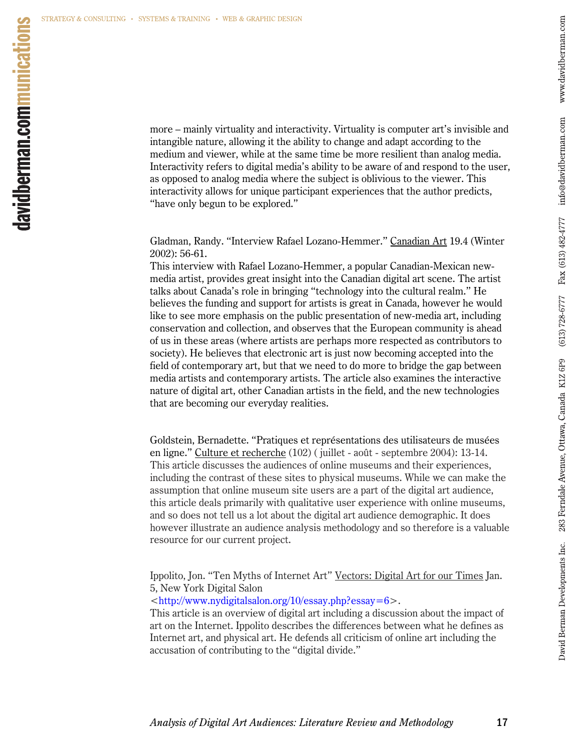more – mainly virtuality and interactivity. Virtuality is computer art's invisible and intangible nature, allowing it the ability to change and adapt according to the medium and viewer, while at the same time be more resilient than analog media. Interactivity refers to digital media's ability to be aware of and respond to the user, as opposed to analog media where the subject is oblivious to the viewer. This interactivity allows for unique participant experiences that the author predicts, "have only begun to be explored."

Gladman, Randy. "Interview Rafael Lozano-Hemmer." Canadian Art 19.4 (Winter 2002): 56-61.
This interview with Rafael Lozano-Hemmer, a popular Canadian-Mexican new-media artist, provides great insight into the Canadian digital art scene. The artist talks about Canada's role in bringing "technology into the cultural realm." He believes the funding and support for artists is great in Canada, however he would like to see more emphasis on the public presentation of new-media art, including conservation and collection, and observes that the European community is ahead of us in these areas (where artists are perhaps more respected as contributors to society). He believes that electronic art is just now becoming accepted into the field of contemporary art, but that we need to do more to bridge the gap between media artists and contemporary artists. The article also examines the interactive nature of digital art, other Canadian artists in the field, and the new technologies that are becoming our everyday realities.

Goldstein, Bernadette. "Pratiques et représentations des utilisateurs de musées en ligne." Culture et recherche (102) ( juillet - août - septembre 2004): 13-14.
This article discusses the audiences of online museums and their experiences, including the contrast of these sites to physical museums. While we can make the assumption that online museum site users are a part of the digital art audience, this article deals primarily with qualitative user experience with online museums, and so does not tell us a lot about the digital art audience demographic. It does however illustrate an audience analysis methodology and so therefore is a valuable resource for our current project.

Ippolito, Jon. "Ten Myths of Internet Art" Vectors: Digital Art for our Times Jan. 5, New York Digital Salon
<http://www.nydigitalsalon.org/10/essay.php?essay=6>.
This article is an overview of digital art including a discussion about the impact of art on the Internet. Ippolito describes the differences between what he defines as Internet art, and physical art. He defends all criticism of online art including the accusation of contributing to the "digital divide."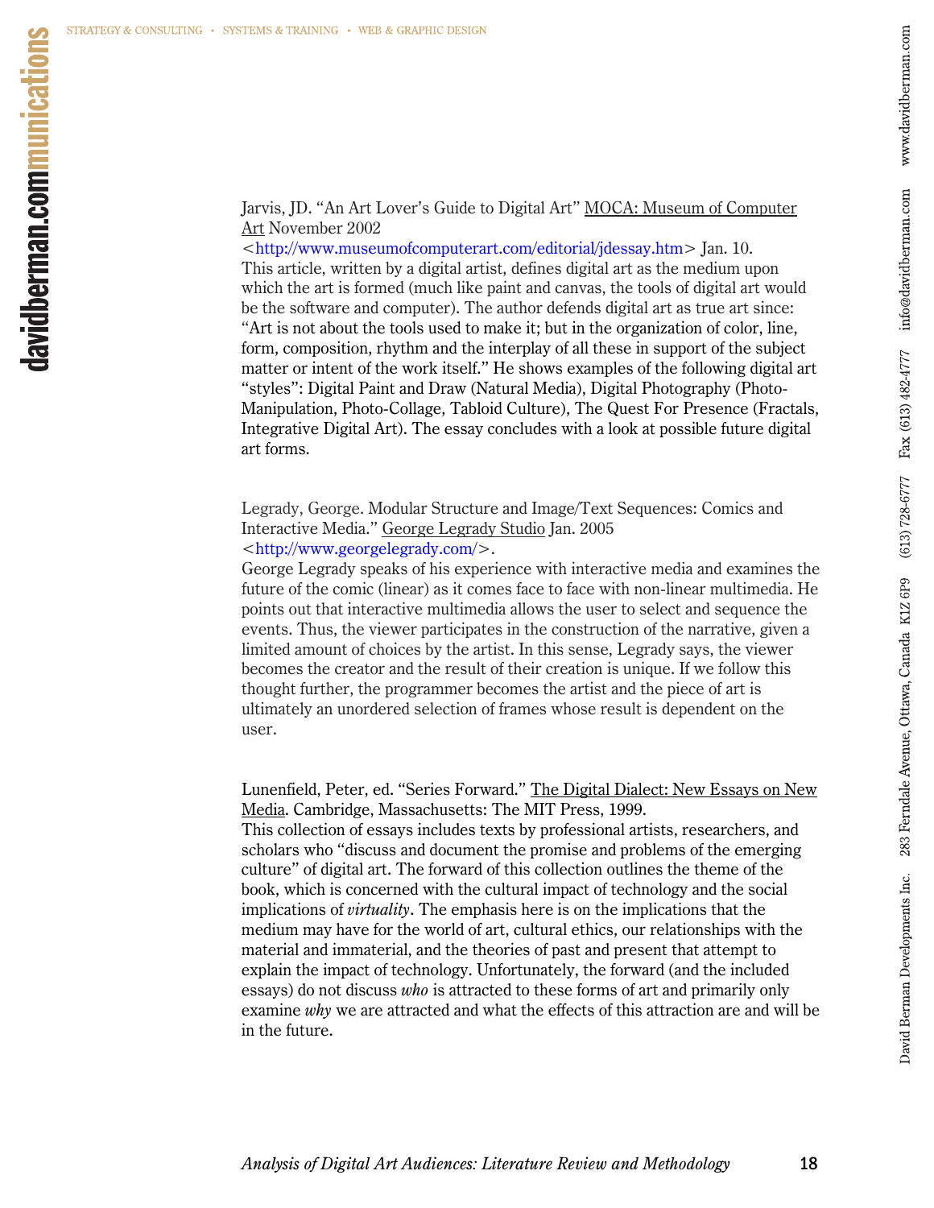Jarvis, JD. "An Art Lover's Guide to Digital Art" MOCA: Museum of Computer Art November 2002
<http://www.museumofcomputerart.com/editorial/jdessay.htm> Jan. 10.
This article, written by a digital artist, defines digital art as the medium upon which the art is formed (much like paint and canvas, the tools of digital art would be the software and computer). The author defends digital art as true art since: "Art is not about the tools used to make it; but in the organization of color, line, form, composition, rhythm and the interplay of all these in support of the subject matter or intent of the work itself." He shows examples of the following digital art "styles": Digital Paint and Draw (Natural Media), Digital Photography (Photo-Manipulation, Photo-Collage, Tabloid Culture), The Quest For Presence (Fractals, Integrative Digital Art). The essay concludes with a look at possible future digital art forms.

Legrady, George. Modular Structure and Image/Text Sequences: Comics and Interactive Media." George Legrady Studio Jan. 2005
<http://www.georgelegrady.com/>.
George Legrady speaks of his experience with interactive media and examines the future of the comic (linear) as it comes face to face with non-linear multimedia. He points out that interactive multimedia allows the user to select and sequence the events. Thus, the viewer participates in the construction of the narrative, given a limited amount of choices by the artist. In this sense, Legrady says, the viewer becomes the creator and the result of their creation is unique. If we follow this thought further, the programmer becomes the artist and the piece of art is ultimately an unordered selection of frames whose result is dependent on the user.

Lunenfield, Peter, ed. "Series Forward." The Digital Dialect: New Essays on New Media. Cambridge, Massachusetts: The MIT Press, 1999.
This collection of essays includes texts by professional artists, researchers, and scholars who "discuss and document the promise and problems of the emerging culture" of digital art. The forward of this collection outlines the theme of the book, which is concerned with the cultural impact of technology and the social implications of *virtuality*. The emphasis here is on the implications that the medium may have for the world of art, cultural ethics, our relationships with the material and immaterial, and the theories of past and present that attempt to explain the impact of technology. Unfortunately, the forward (and the included essays) do not discuss *who* is attracted to these forms of art and primarily only examine *why* we are attracted and what the effects of this attraction are and will be in the future.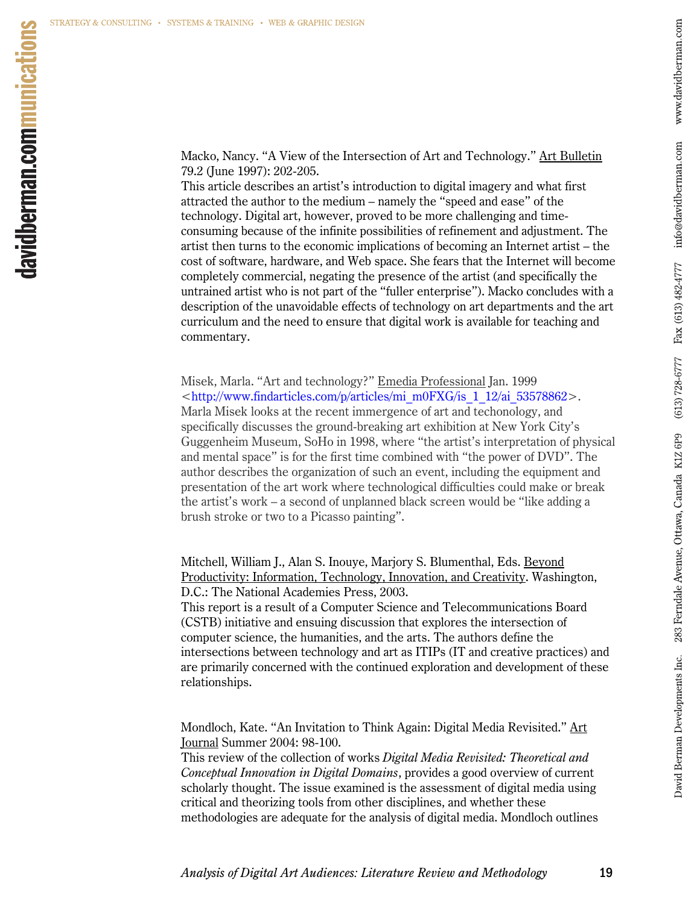Macko, Nancy. "A View of the Intersection of Art and Technology." <u>Art Bulletin</u> 79.2 (June 1997): 202-205.
This article describes an artist's introduction to digital imagery and what first attracted the author to the medium – namely the "speed and ease" of the technology. Digital art, however, proved to be more challenging and time-consuming because of the infinite possibilities of refinement and adjustment. The artist then turns to the economic implications of becoming an Internet artist – the cost of software, hardware, and Web space. She fears that the Internet will become completely commercial, negating the presence of the artist (and specifically the untrained artist who is not part of the "fuller enterprise"). Macko concludes with a description of the unavoidable effects of technology on art departments and the art curriculum and the need to ensure that digital work is available for teaching and commentary.

Misek, Marla. "Art and technology?" <u>Emedia Professional</u> Jan. 1999 <http://www.findarticles.com/p/articles/mi_m0FXG/is_1_12/ai_53578862>.
Marla Misek looks at the recent immergence of art and techonology, and specifically discusses the ground-breaking art exhibition at New York City's Guggenheim Museum, SoHo in 1998, where "the artist's interpretation of physical and mental space" is for the first time combined with "the power of DVD". The author describes the organization of such an event, including the equipment and presentation of the art work where technological difficulties could make or break the artist's work – a second of unplanned black screen would be "like adding a brush stroke or two to a Picasso painting".

Mitchell, William J., Alan S. Inouye, Marjory S. Blumenthal, Eds. <u>Beyond Productivity: Information, Technology, Innovation, and Creativity</u>. Washington, D.C.: The National Academies Press, 2003.
This report is a result of a Computer Science and Telecommunications Board (CSTB) initiative and ensuing discussion that explores the intersection of computer science, the humanities, and the arts. The authors define the intersections between technology and art as ITIPs (IT and creative practices) and are primarily concerned with the continued exploration and development of these relationships.

Mondloch, Kate. "An Invitation to Think Again: Digital Media Revisited." <u>Art Journal</u> Summer 2004: 98-100.
This review of the collection of works *Digital Media Revisited: Theoretical and Conceptual Innovation in Digital Domains*, provides a good overview of current scholarly thought. The issue examined is the assessment of digital media using critical and theorizing tools from other disciplines, and whether these methodologies are adequate for the analysis of digital media. Mondloch outlines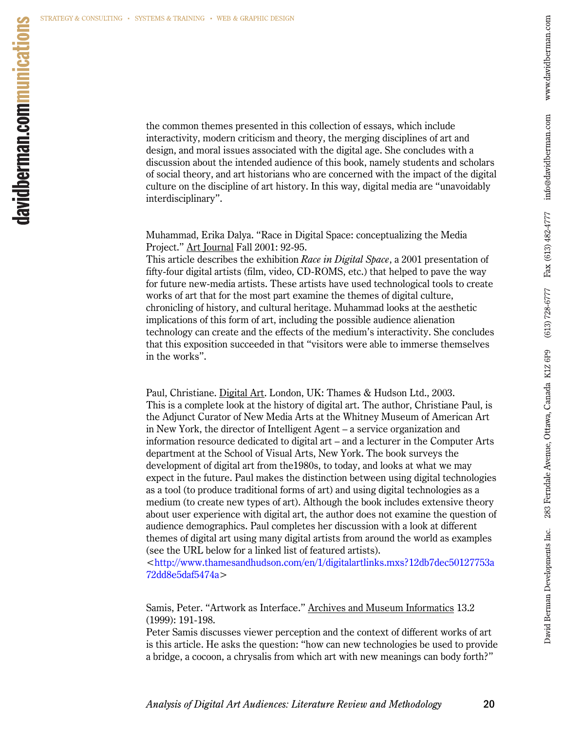the common themes presented in this collection of essays, which include interactivity, modern criticism and theory, the merging disciplines of art and design, and moral issues associated with the digital age. She concludes with a discussion about the intended audience of this book, namely students and scholars of social theory, and art historians who are concerned with the impact of the digital culture on the discipline of art history. In this way, digital media are "unavoidably interdisciplinary".

Muhammad, Erika Dalya. "Race in Digital Space: conceptualizing the Media Project." Art Journal Fall 2001: 92-95.
This article describes the exhibition *Race in Digital Space*, a 2001 presentation of fifty-four digital artists (film, video, CD-ROMS, etc.) that helped to pave the way for future new-media artists. These artists have used technological tools to create works of art that for the most part examine the themes of digital culture, chronicling of history, and cultural heritage. Muhammad looks at the aesthetic implications of this form of art, including the possible audience alienation technology can create and the effects of the medium's interactivity. She concludes that this exposition succeeded in that "visitors were able to immerse themselves in the works".

Paul, Christiane. Digital Art. London, UK: Thames & Hudson Ltd., 2003.
This is a complete look at the history of digital art. The author, Christiane Paul, is the Adjunct Curator of New Media Arts at the Whitney Museum of American Art in New York, the director of Intelligent Agent – a service organization and information resource dedicated to digital art – and a lecturer in the Computer Arts department at the School of Visual Arts, New York. The book surveys the development of digital art from the1980s, to today, and looks at what we may expect in the future. Paul makes the distinction between using digital technologies as a tool (to produce traditional forms of art) and using digital technologies as a medium (to create new types of art). Although the book includes extensive theory about user experience with digital art, the author does not examine the question of audience demographics. Paul completes her discussion with a look at different themes of digital art using many digital artists from around the world as examples (see the URL below for a linked list of featured artists).
<http://www.thamesandhudson.com/en/1/digitalartlinks.mxs?12db7dec50127753a72dd8e5daf5474a>

Samis, Peter. "Artwork as Interface." Archives and Museum Informatics 13.2 (1999): 191-198.
Peter Samis discusses viewer perception and the context of different works of art is this article. He asks the question: "how can new technologies be used to provide a bridge, a cocoon, a chrysalis from which art with new meanings can body forth?"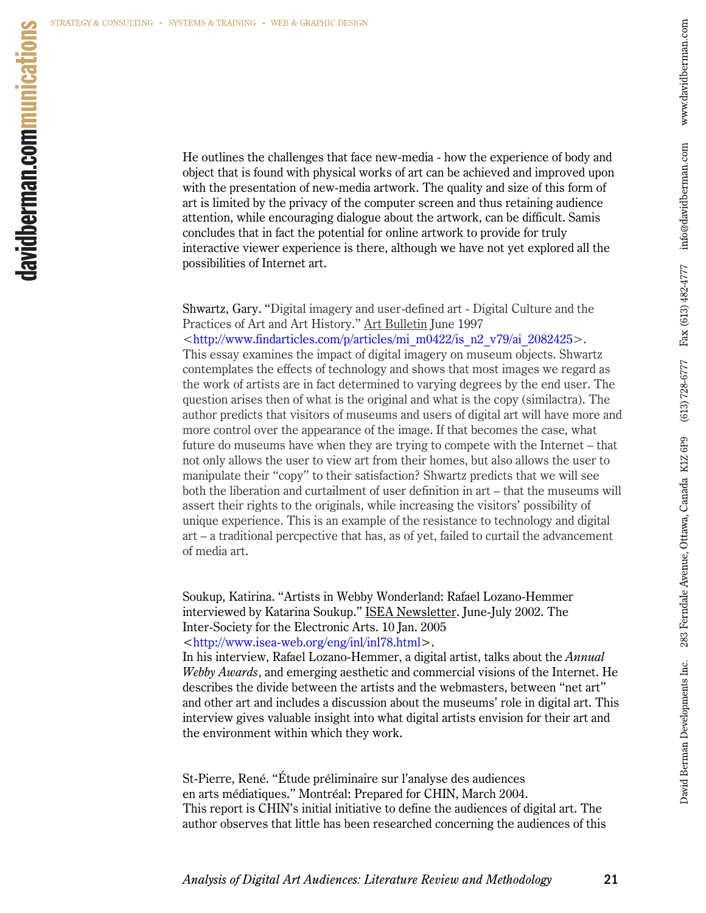He outlines the challenges that face new-media - how the experience of body and object that is found with physical works of art can be achieved and improved upon with the presentation of new-media artwork. The quality and size of this form of art is limited by the privacy of the computer screen and thus retaining audience attention, while encouraging dialogue about the artwork, can be difficult. Samis concludes that in fact the potential for online artwork to provide for truly interactive viewer experience is there, although we have not yet explored all the possibilities of Internet art.

Shwartz, Gary. "Digital imagery and user-defined art - Digital Culture and the Practices of Art and Art History." Art Bulletin June 1997 <http://www.findarticles.com/p/articles/mi_m0422/is_n2_v79/ai_2082425>.
This essay examines the impact of digital imagery on museum objects. Shwartz contemplates the effects of technology and shows that most images we regard as the work of artists are in fact determined to varying degrees by the end user. The question arises then of what is the original and what is the copy (similactra). The author predicts that visitors of museums and users of digital art will have more and more control over the appearance of the image. If that becomes the case, what future do museums have when they are trying to compete with the Internet – that not only allows the user to view art from their homes, but also allows the user to manipulate their "copy" to their satisfaction? Shwartz predicts that we will see both the liberation and curtailment of user definition in art – that the museums will assert their rights to the originals, while increasing the visitors' possibility of unique experience. This is an example of the resistance to technology and digital art – a traditional percpective that has, as of yet, failed to curtail the advancement of media art.

Soukup, Katirina. "Artists in Webby Wonderland: Rafael Lozano-Hemmer interviewed by Katarina Soukup." ISEA Newsletter. June-July 2002. The Inter-Society for the Electronic Arts. 10 Jan. 2005 <http://www.isea-web.org/eng/inl/inl78.html>.
In his interview, Rafael Lozano-Hemmer, a digital artist, talks about the *Annual Webby Awards*, and emerging aesthetic and commercial visions of the Internet. He describes the divide between the artists and the webmasters, between "net art" and other art and includes a discussion about the museums' role in digital art. This interview gives valuable insight into what digital artists envision for their art and the environment within which they work.

St-Pierre, René. "Étude préliminaire sur l'analyse des audiences en arts médiatiques." Montréal: Prepared for CHIN, March 2004.
This report is CHIN's initial initiative to define the audiences of digital art. The author observes that little has been researched concerning the audiences of this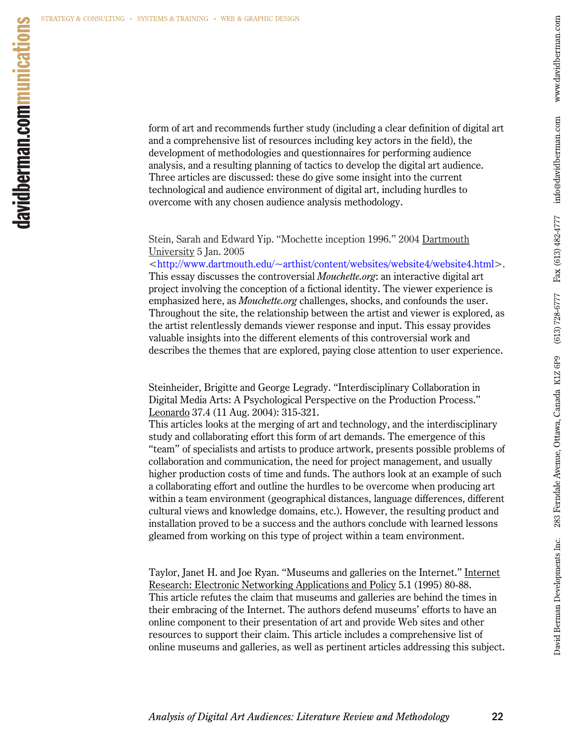form of art and recommends further study (including a clear definition of digital art and a comprehensive list of resources including key actors in the field), the development of methodologies and questionnaires for performing audience analysis, and a resulting planning of tactics to develop the digital art audience. Three articles are discussed: these do give some insight into the current technological and audience environment of digital art, including hurdles to overcome with any chosen audience analysis methodology.

Stein, Sarah and Edward Yip. "Mochette inception 1996." 2004 Dartmouth University 5 Jan. 2005 <http://www.dartmouth.edu/~arthist/content/websites/website4/website4.html>. This essay discusses the controversial *Mouchette.org*: an interactive digital art project involving the conception of a fictional identity. The viewer experience is emphasized here, as *Mouchette.org* challenges, shocks, and confounds the user. Throughout the site, the relationship between the artist and viewer is explored, as the artist relentlessly demands viewer response and input. This essay provides valuable insights into the different elements of this controversial work and describes the themes that are explored, paying close attention to user experience.

Steinheider, Brigitte and George Legrady. "Interdisciplinary Collaboration in Digital Media Arts: A Psychological Perspective on the Production Process." Leonardo 37.4 (11 Aug. 2004): 315-321.
This articles looks at the merging of art and technology, and the interdisciplinary study and collaborating effort this form of art demands. The emergence of this "team" of specialists and artists to produce artwork, presents possible problems of collaboration and communication, the need for project management, and usually higher production costs of time and funds. The authors look at an example of such a collaborating effort and outline the hurdles to be overcome when producing art within a team environment (geographical distances, language differences, different cultural views and knowledge domains, etc.). However, the resulting product and installation proved to be a success and the authors conclude with learned lessons gleamed from working on this type of project within a team environment.

Taylor, Janet H. and Joe Ryan. "Museums and galleries on the Internet." Internet Research: Electronic Networking Applications and Policy 5.1 (1995) 80-88.
This article refutes the claim that museums and galleries are behind the times in their embracing of the Internet. The authors defend museums' efforts to have an online component to their presentation of art and provide Web sites and other resources to support their claim. This article includes a comprehensive list of online museums and galleries, as well as pertinent articles addressing this subject.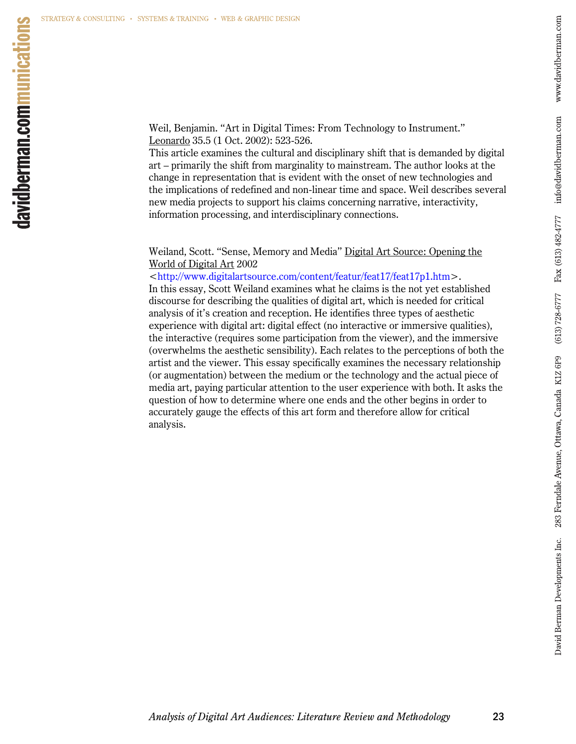Weil, Benjamin. "Art in Digital Times: From Technology to Instrument." Leonardo 35.5 (1 Oct. 2002): 523-526.
This article examines the cultural and disciplinary shift that is demanded by digital art – primarily the shift from marginality to mainstream. The author looks at the change in representation that is evident with the onset of new technologies and the implications of redefined and non-linear time and space. Weil describes several new media projects to support his claims concerning narrative, interactivity, information processing, and interdisciplinary connections.

Weiland, Scott. "Sense, Memory and Media" Digital Art Source: Opening the World of Digital Art 2002
<http://www.digitalartsource.com/content/featur/feat17/feat17p1.htm>.
In this essay, Scott Weiland examines what he claims is the not yet established discourse for describing the qualities of digital art, which is needed for critical analysis of it's creation and reception. He identifies three types of aesthetic experience with digital art: digital effect (no interactive or immersive qualities), the interactive (requires some participation from the viewer), and the immersive (overwhelms the aesthetic sensibility). Each relates to the perceptions of both the artist and the viewer. This essay specifically examines the necessary relationship (or augmentation) between the medium or the technology and the actual piece of media art, paying particular attention to the user experience with both. It asks the question of how to determine where one ends and the other begins in order to accurately gauge the effects of this art form and therefore allow for critical analysis.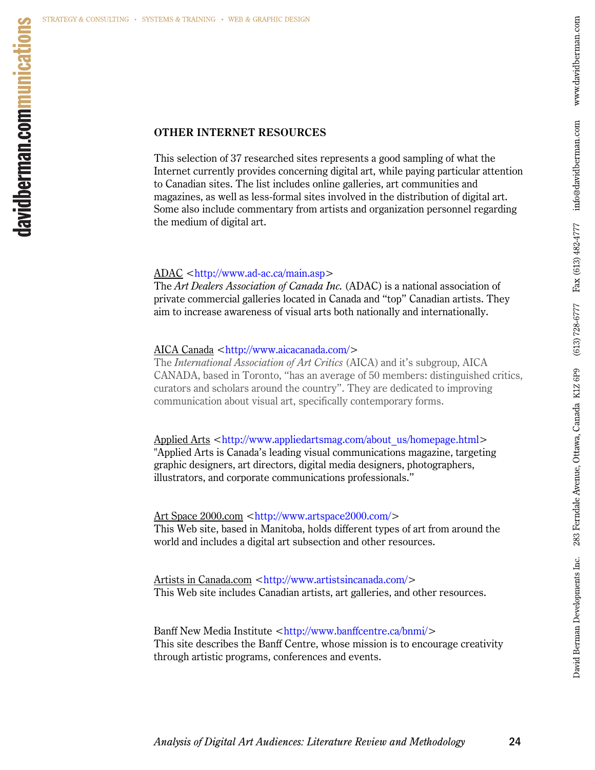**OTHER INTERNET RESOURCES**

This selection of 37 researched sites represents a good sampling of what the Internet currently provides concerning digital art, while paying particular attention to Canadian sites. The list includes online galleries, art communities and magazines, as well as less-formal sites involved in the distribution of digital art. Some also include commentary from artists and organization personnel regarding the medium of digital art.

ADAC <http://www.ad-ac.ca/main.asp>
The *Art Dealers Association of Canada Inc.* (ADAC) is a national association of private commercial galleries located in Canada and "top" Canadian artists. They aim to increase awareness of visual arts both nationally and internationally.

AICA Canada <http://www.aicacanada.com/>
The *International Association of Art Critics* (AICA) and it's subgroup, AICA CANADA, based in Toronto, "has an average of 50 members: distinguished critics, curators and scholars around the country". They are dedicated to improving communication about visual art, specifically contemporary forms.

Applied Arts <http://www.appliedartsmag.com/about_us/homepage.html>
"Applied Arts is Canada's leading visual communications magazine, targeting graphic designers, art directors, digital media designers, photographers, illustrators, and corporate communications professionals."

Art Space 2000.com <http://www.artspace2000.com/>
This Web site, based in Manitoba, holds different types of art from around the world and includes a digital art subsection and other resources.

Artists in Canada.com <http://www.artistsincanada.com/>
This Web site includes Canadian artists, art galleries, and other resources.

Banff New Media Institute <http://www.banffcentre.ca/bnmi/>
This site describes the Banff Centre, whose mission is to encourage creativity through artistic programs, conferences and events.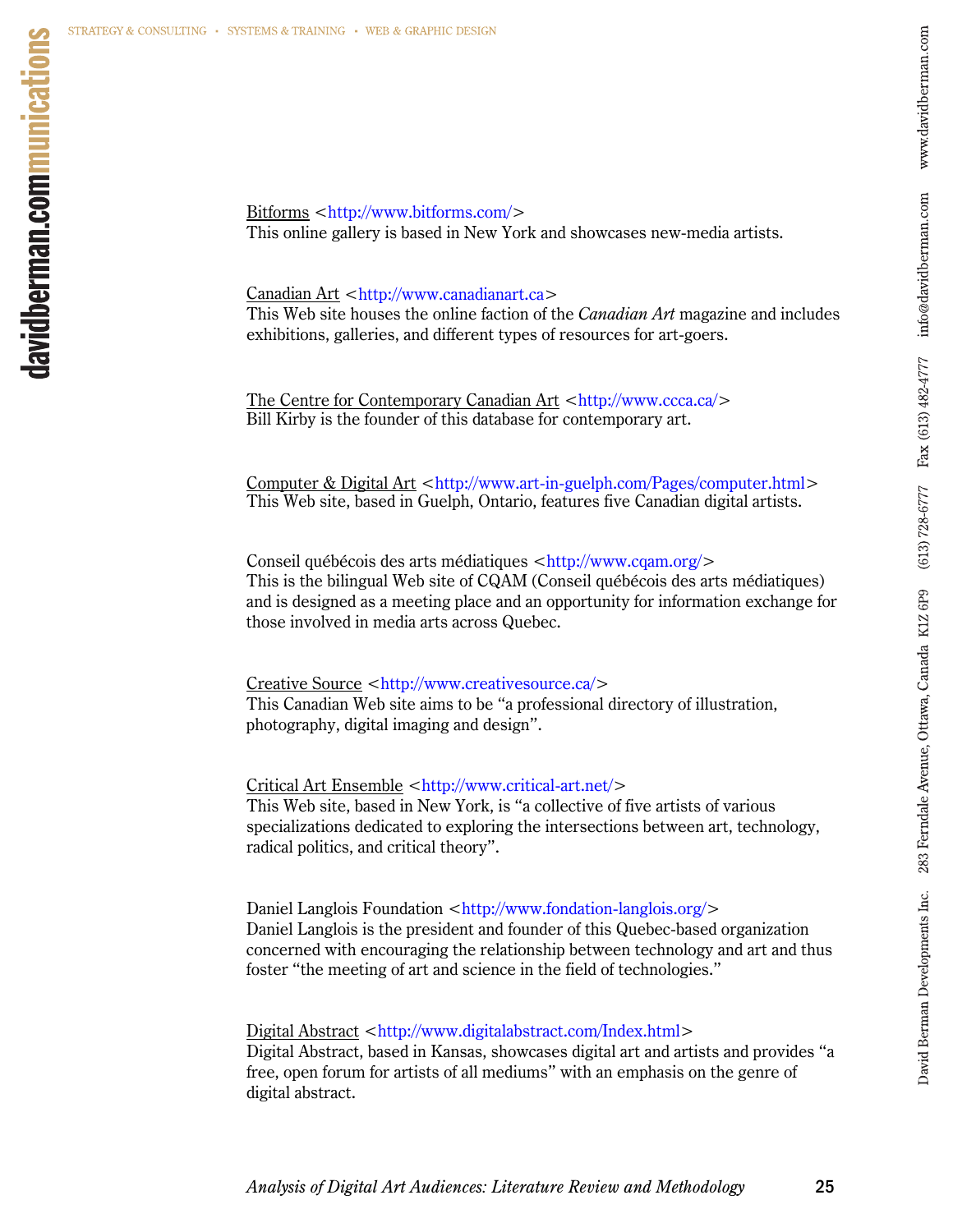Bitforms <http://www.bitforms.com/>
This online gallery is based in New York and showcases new-media artists.

Canadian Art <http://www.canadianart.ca>
This Web site houses the online faction of the *Canadian Art* magazine and includes exhibitions, galleries, and different types of resources for art-goers.

The Centre for Contemporary Canadian Art <http://www.ccca.ca/>
Bill Kirby is the founder of this database for contemporary art.

Computer & Digital Art <http://www.art-in-guelph.com/Pages/computer.html>
This Web site, based in Guelph, Ontario, features five Canadian digital artists.

Conseil québécois des arts médiatiques <http://www.cqam.org/>
This is the bilingual Web site of CQAM (Conseil québécois des arts médiatiques) and is designed as a meeting place and an opportunity for information exchange for those involved in media arts across Quebec.

Creative Source <http://www.creativesource.ca/>
This Canadian Web site aims to be "a professional directory of illustration, photography, digital imaging and design".

Critical Art Ensemble <http://www.critical-art.net/>
This Web site, based in New York, is "a collective of five artists of various specializations dedicated to exploring the intersections between art, technology, radical politics, and critical theory".

Daniel Langlois Foundation <http://www.fondation-langlois.org/>
Daniel Langlois is the president and founder of this Quebec-based organization concerned with encouraging the relationship between technology and art and thus foster "the meeting of art and science in the field of technologies."

Digital Abstract <http://www.digitalabstract.com/Index.html>
Digital Abstract, based in Kansas, showcases digital art and artists and provides "a free, open forum for artists of all mediums" with an emphasis on the genre of digital abstract.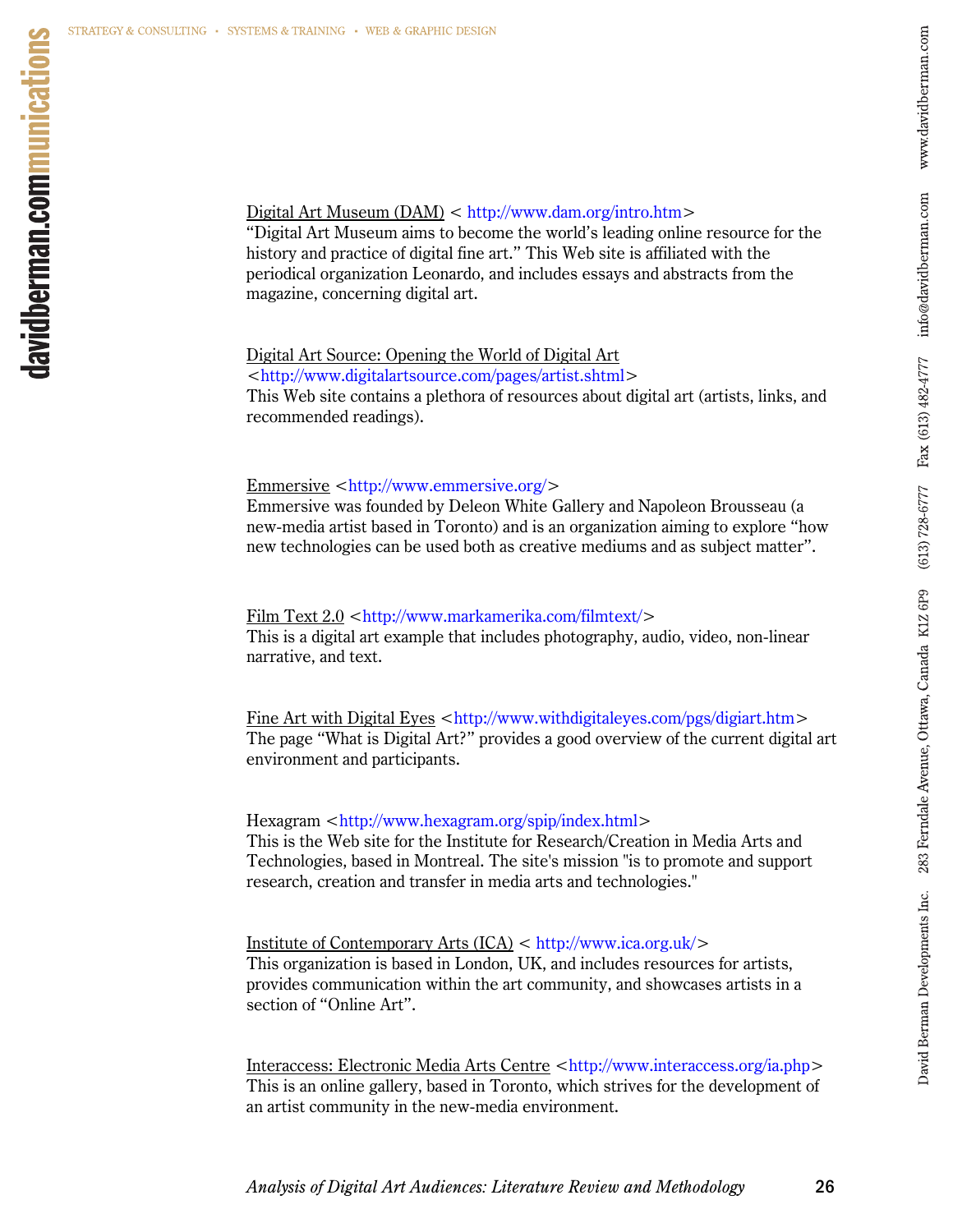Digital Art Museum (DAM) < http://www.dam.org/intro.htm>
"Digital Art Museum aims to become the world's leading online resource for the history and practice of digital fine art." This Web site is affiliated with the periodical organization Leonardo, and includes essays and abstracts from the magazine, concerning digital art.

Digital Art Source: Opening the World of Digital Art
<http://www.digitalartsource.com/pages/artist.shtml>
This Web site contains a plethora of resources about digital art (artists, links, and recommended readings).

Emmersive <http://www.emmersive.org/>
Emmersive was founded by Deleon White Gallery and Napoleon Brousseau (a new-media artist based in Toronto) and is an organization aiming to explore "how new technologies can be used both as creative mediums and as subject matter".

Film Text 2.0 <http://www.markamerika.com/filmtext/>
This is a digital art example that includes photography, audio, video, non-linear narrative, and text.

Fine Art with Digital Eyes <http://www.withdigitaleyes.com/pgs/digiart.htm>
The page "What is Digital Art?" provides a good overview of the current digital art environment and participants.

Hexagram <http://www.hexagram.org/spip/index.html>
This is the Web site for the Institute for Research/Creation in Media Arts and Technologies, based in Montreal. The site's mission "is to promote and support research, creation and transfer in media arts and technologies."

Institute of Contemporary Arts (ICA) < http://www.ica.org.uk/>
This organization is based in London, UK, and includes resources for artists, provides communication within the art community, and showcases artists in a section of "Online Art".

Interaccess: Electronic Media Arts Centre <http://www.interaccess.org/ia.php>
This is an online gallery, based in Toronto, which strives for the development of an artist community in the new-media environment.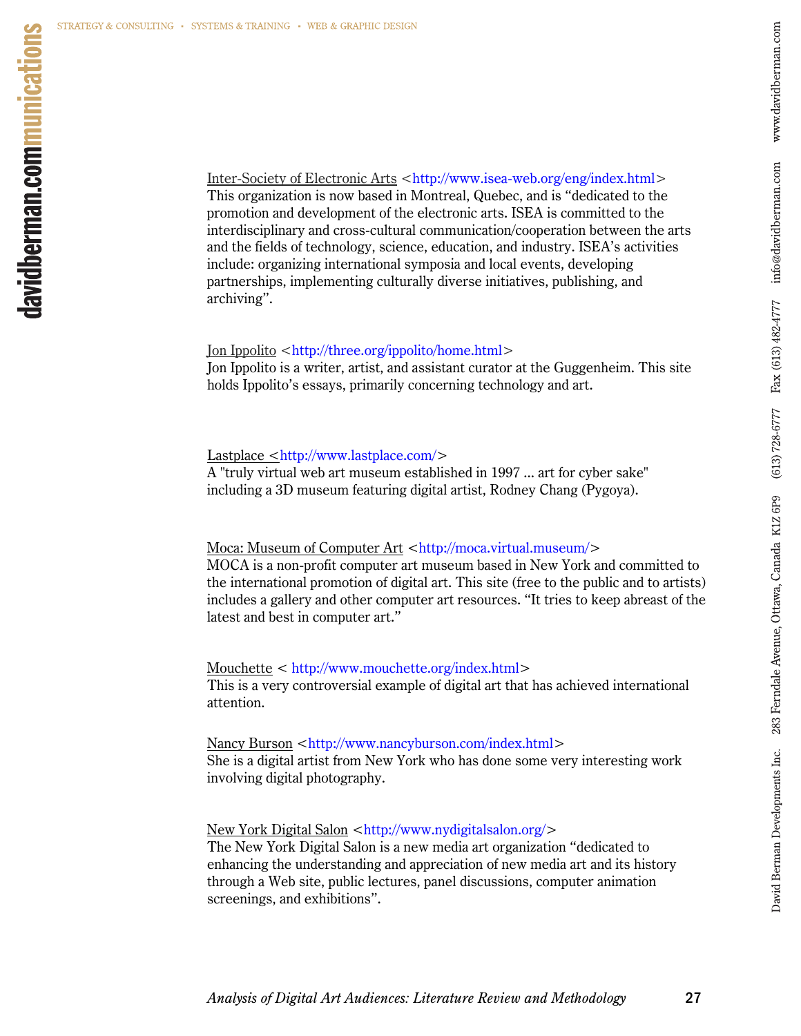Inter-Society of Electronic Arts <http://www.isea-web.org/eng/index.html>
This organization is now based in Montreal, Quebec, and is "dedicated to the promotion and development of the electronic arts. ISEA is committed to the interdisciplinary and cross-cultural communication/cooperation between the arts and the fields of technology, science, education, and industry. ISEA's activities include: organizing international symposia and local events, developing partnerships, implementing culturally diverse initiatives, publishing, and archiving".

Jon Ippolito <http://three.org/ippolito/home.html>
Jon Ippolito is a writer, artist, and assistant curator at the Guggenheim. This site holds Ippolito's essays, primarily concerning technology and art.

Lastplace <http://www.lastplace.com/>
A "truly virtual web art museum established in 1997 ... art for cyber sake" including a 3D museum featuring digital artist, Rodney Chang (Pygoya).

Moca: Museum of Computer Art <http://moca.virtual.museum/>
MOCA is a non-profit computer art museum based in New York and committed to the international promotion of digital art. This site (free to the public and to artists) includes a gallery and other computer art resources. "It tries to keep abreast of the latest and best in computer art."

Mouchette < http://www.mouchette.org/index.html>
This is a very controversial example of digital art that has achieved international attention.

Nancy Burson <http://www.nancyburson.com/index.html>
She is a digital artist from New York who has done some very interesting work involving digital photography.

New York Digital Salon <http://www.nydigitalsalon.org/>
The New York Digital Salon is a new media art organization "dedicated to enhancing the understanding and appreciation of new media art and its history through a Web site, public lectures, panel discussions, computer animation screenings, and exhibitions".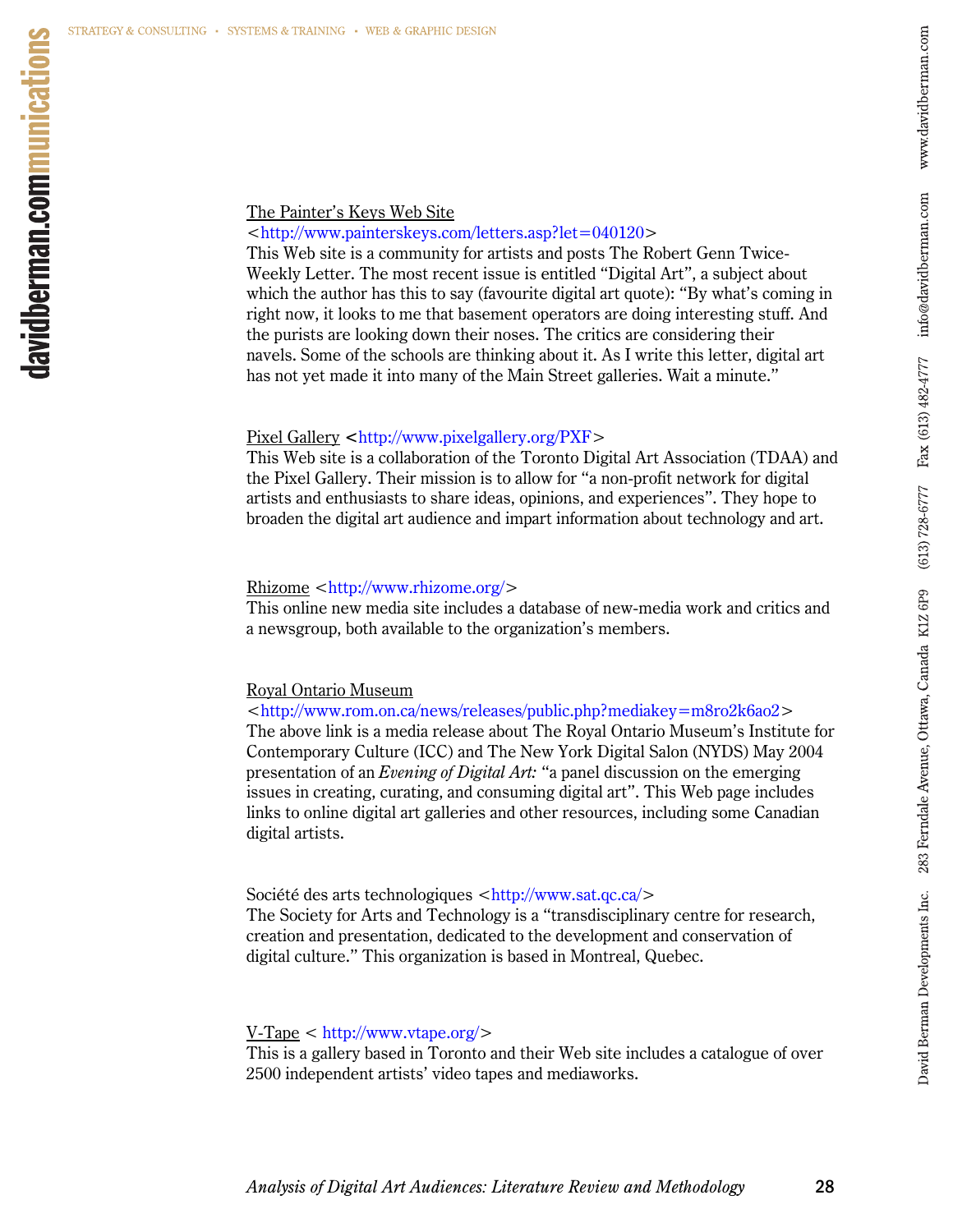The Painter's Keys Web Site
<http://www.painterskeys.com/letters.asp?let=040120>
This Web site is a community for artists and posts The Robert Genn Twice-Weekly Letter. The most recent issue is entitled "Digital Art", a subject about which the author has this to say (favourite digital art quote): "By what's coming in right now, it looks to me that basement operators are doing interesting stuff. And the purists are looking down their noses. The critics are considering their navels. Some of the schools are thinking about it. As I write this letter, digital art has not yet made it into many of the Main Street galleries. Wait a minute."

Pixel Gallery <http://www.pixelgallery.org/PXF>
This Web site is a collaboration of the Toronto Digital Art Association (TDAA) and the Pixel Gallery. Their mission is to allow for "a non-profit network for digital artists and enthusiasts to share ideas, opinions, and experiences". They hope to broaden the digital art audience and impart information about technology and art.

Rhizome <http://www.rhizome.org/>
This online new media site includes a database of new-media work and critics and a newsgroup, both available to the organization's members.

Royal Ontario Museum
<http://www.rom.on.ca/news/releases/public.php?mediakey=m8ro2k6ao2>
The above link is a media release about The Royal Ontario Museum's Institute for Contemporary Culture (ICC) and The New York Digital Salon (NYDS) May 2004 presentation of an *Evening of Digital Art:* "a panel discussion on the emerging issues in creating, curating, and consuming digital art". This Web page includes links to online digital art galleries and other resources, including some Canadian digital artists.

Société des arts technologiques <http://www.sat.qc.ca/>
The Society for Arts and Technology is a "transdisciplinary centre for research, creation and presentation, dedicated to the development and conservation of digital culture." This organization is based in Montreal, Quebec.

V-Tape < http://www.vtape.org/>
This is a gallery based in Toronto and their Web site includes a catalogue of over 2500 independent artists' video tapes and mediaworks.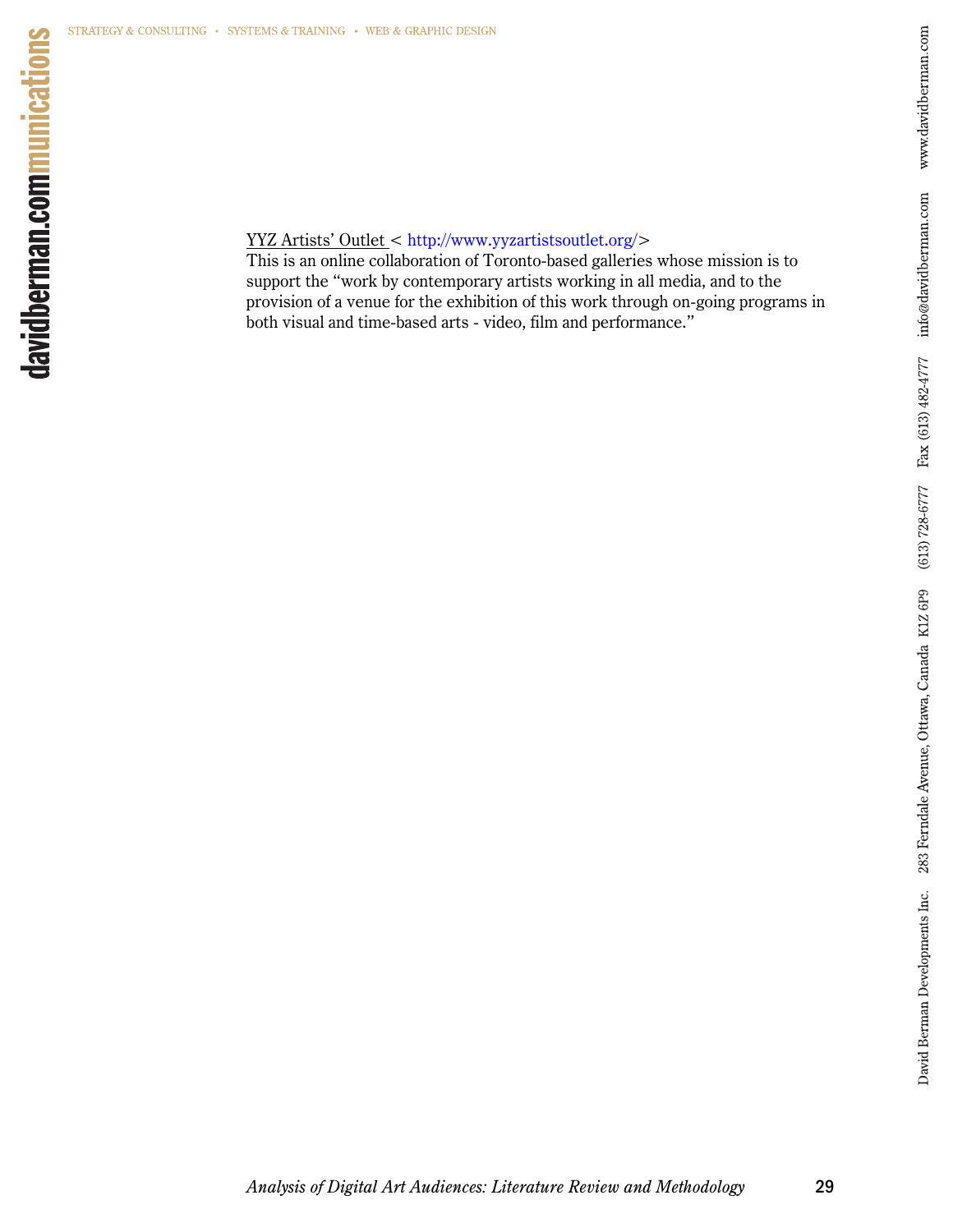YYZ Artists' Outlet < http://www.yyzartistsoutlet.org/>
This is an online collaboration of Toronto-based galleries whose mission is to support the "work by contemporary artists working in all media, and to the provision of a venue for the exhibition of this work through on-going programs in both visual and time-based arts - video, film and performance."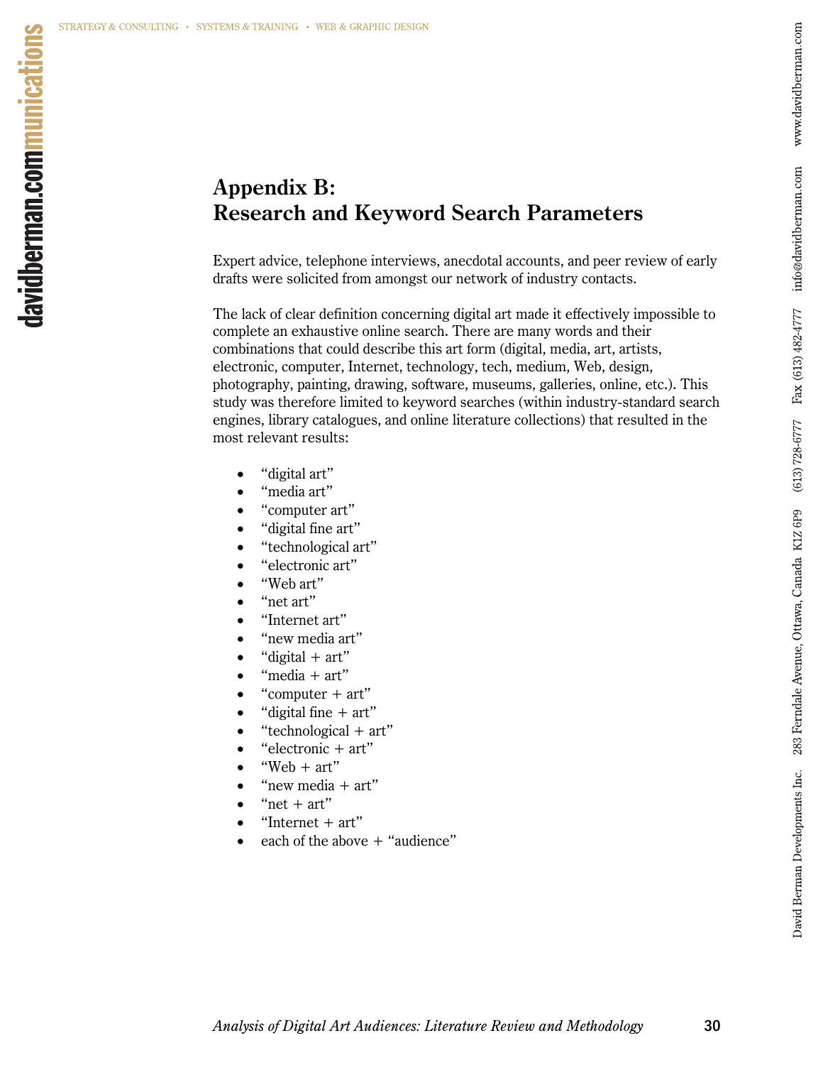# Appendix B:
# Research and Keyword Search Parameters

Expert advice, telephone interviews, anecdotal accounts, and peer review of early drafts were solicited from amongst our network of industry contacts.

The lack of clear definition concerning digital art made it effectively impossible to complete an exhaustive online search. There are many words and their combinations that could describe this art form (digital, media, art, artists, electronic, computer, Internet, technology, tech, medium, Web, design, photography, painting, drawing, software, museums, galleries, online, etc.). This study was therefore limited to keyword searches (within industry-standard search engines, library catalogues, and online literature collections) that resulted in the most relevant results:

- "digital art"
- "media art"
- "computer art"
- "digital fine art"
- "technological art"
- "electronic art"
- "Web art"
- "net art"
- "Internet art"
- "new media art"
- "digital + art"
- "media + art"
- "computer + art"
- "digital fine + art"
- "technological + art"
- "electronic + art"
- "Web + art"
- "new media + art"
- "net + art"
- "Internet + art"
- each of the above + "audience"